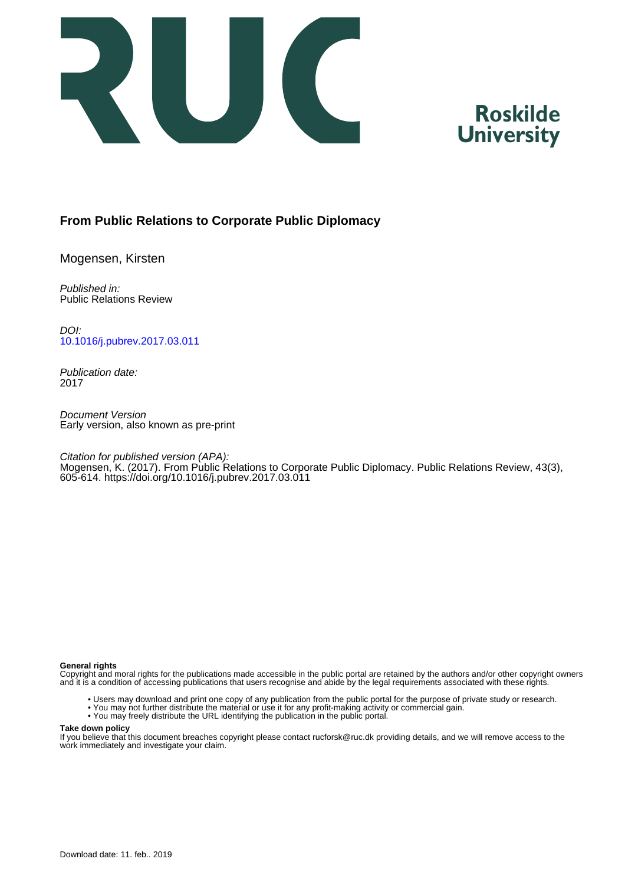# From Public Relations to Corporate Public Diplomacy

Mogensen, Kirsten

*Published in:*
Public Relations Review

*DOI:*
10.1016/j.pubrev.2017.03.011

*Publication date:*
2017

*Document Version*
Early version, also known as pre-print

*Citation for published version (APA):*
Mogensen, K. (2017). From Public Relations to Corporate Public Diplomacy. Public Relations Review, 43(3), 605-614. https://doi.org/10.1016/j.pubrev.2017.03.011

**General rights**
Copyright and moral rights for the publications made accessible in the public portal are retained by the authors and/or other copyright owners and it is a condition of accessing publications that users recognise and abide by the legal requirements associated with these rights.

- Users may download and print one copy of any publication from the public portal for the purpose of private study or research.
- You may not further distribute the material or use it for any profit-making activity or commercial gain.
- You may freely distribute the URL identifying the publication in the public portal.

**Take down policy**
If you believe that this document breaches copyright please contact rucforsk@ruc.dk providing details, and we will remove access to the work immediately and investigate your claim.

Download date: 11. feb.. 2019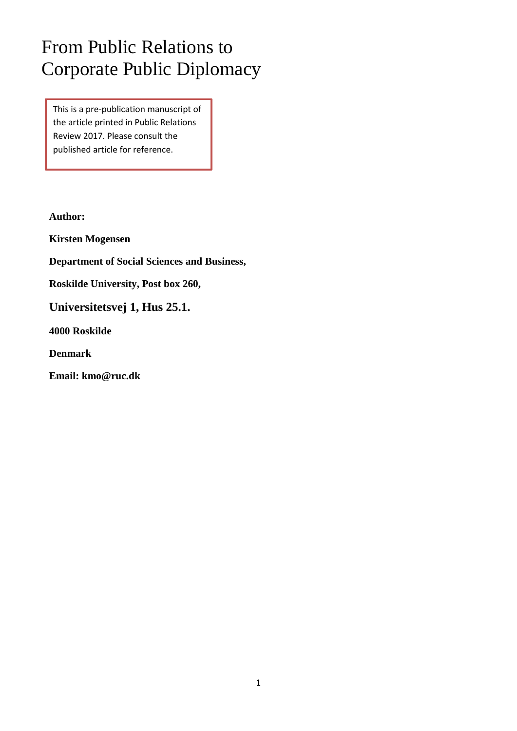# From Public Relations to Corporate Public Diplomacy

This is a pre-publication manuscript of the article printed in Public Relations Review 2017. Please consult the published article for reference.

**Author:**

**Kirsten Mogensen**

**Department of Social Sciences and Business,**

**Roskilde University, Post box 260,**

**Universitetsvej 1, Hus 25.1.**

**4000 Roskilde**

**Denmark**

**Email: kmo@ruc.dk**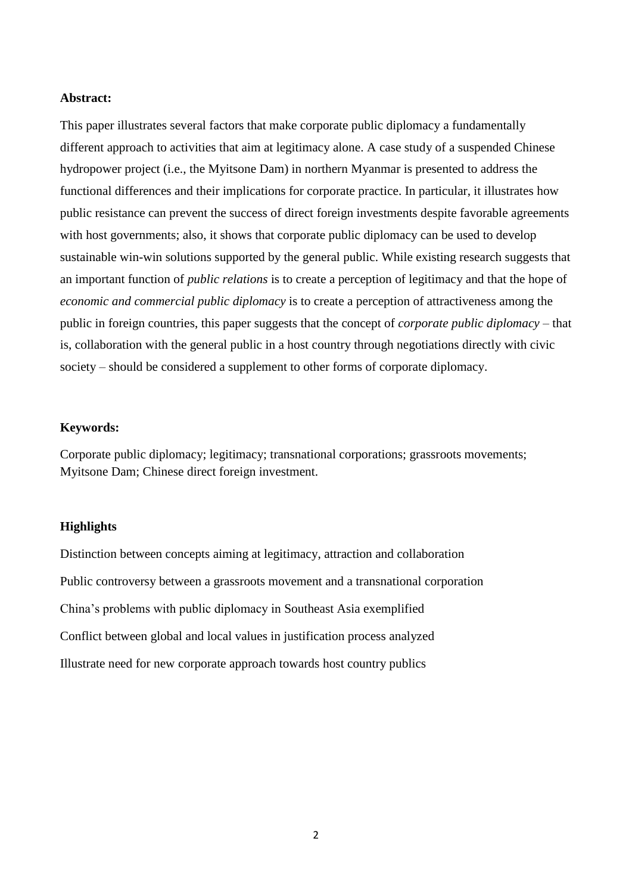**Abstract:**

This paper illustrates several factors that make corporate public diplomacy a fundamentally different approach to activities that aim at legitimacy alone. A case study of a suspended Chinese hydropower project (i.e., the Myitsone Dam) in northern Myanmar is presented to address the functional differences and their implications for corporate practice. In particular, it illustrates how public resistance can prevent the success of direct foreign investments despite favorable agreements with host governments; also, it shows that corporate public diplomacy can be used to develop sustainable win-win solutions supported by the general public. While existing research suggests that an important function of *public relations* is to create a perception of legitimacy and that the hope of *economic and commercial public diplomacy* is to create a perception of attractiveness among the public in foreign countries, this paper suggests that the concept of *corporate public diplomacy* – that is, collaboration with the general public in a host country through negotiations directly with civic society – should be considered a supplement to other forms of corporate diplomacy.

**Keywords:**

Corporate public diplomacy; legitimacy; transnational corporations; grassroots movements; Myitsone Dam; Chinese direct foreign investment.

**Highlights**

Distinction between concepts aiming at legitimacy, attraction and collaboration

Public controversy between a grassroots movement and a transnational corporation

China's problems with public diplomacy in Southeast Asia exemplified

Conflict between global and local values in justification process analyzed

Illustrate need for new corporate approach towards host country publics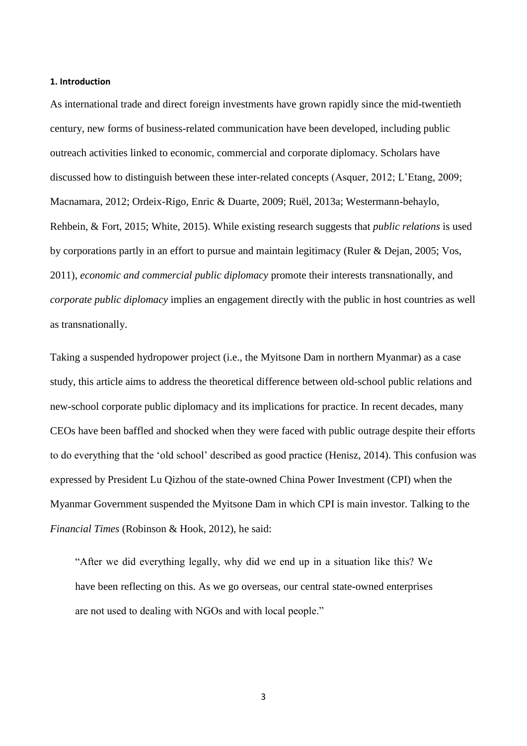#### 1. Introduction

As international trade and direct foreign investments have grown rapidly since the mid-twentieth century, new forms of business-related communication have been developed, including public outreach activities linked to economic, commercial and corporate diplomacy. Scholars have discussed how to distinguish between these inter-related concepts (Asquer, 2012; L'Etang, 2009; Macnamara, 2012; Ordeix-Rigo, Enric & Duarte, 2009; Ruël, 2013a; Westermann-behaylo, Rehbein, & Fort, 2015; White, 2015). While existing research suggests that *public relations* is used by corporations partly in an effort to pursue and maintain legitimacy (Ruler & Dejan, 2005; Vos, 2011), *economic and commercial public diplomacy* promote their interests transnationally, and *corporate public diplomacy* implies an engagement directly with the public in host countries as well as transnationally.

Taking a suspended hydropower project (i.e., the Myitsone Dam in northern Myanmar) as a case study, this article aims to address the theoretical difference between old-school public relations and new-school corporate public diplomacy and its implications for practice. In recent decades, many CEOs have been baffled and shocked when they were faced with public outrage despite their efforts to do everything that the 'old school' described as good practice (Henisz, 2014). This confusion was expressed by President Lu Qizhou of the state-owned China Power Investment (CPI) when the Myanmar Government suspended the Myitsone Dam in which CPI is main investor. Talking to the *Financial Times* (Robinson & Hook, 2012), he said:

> "After we did everything legally, why did we end up in a situation like this? We have been reflecting on this. As we go overseas, our central state-owned enterprises are not used to dealing with NGOs and with local people."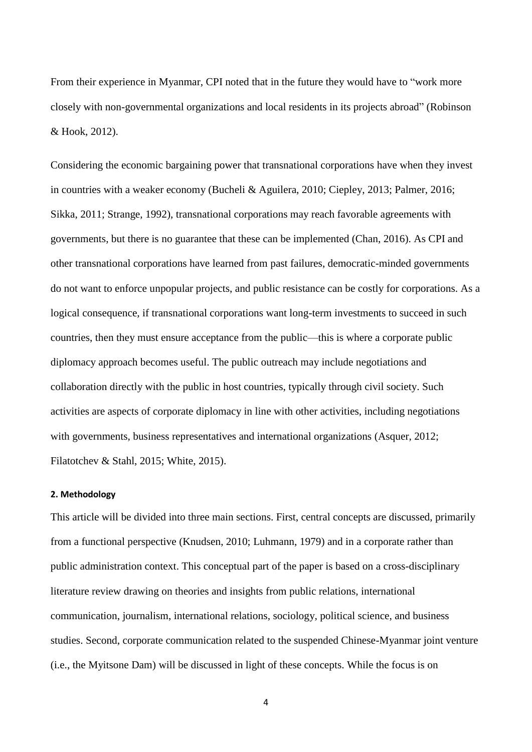From their experience in Myanmar, CPI noted that in the future they would have to "work more closely with non-governmental organizations and local residents in its projects abroad" (Robinson & Hook, 2012).

Considering the economic bargaining power that transnational corporations have when they invest in countries with a weaker economy (Bucheli & Aguilera, 2010; Ciepley, 2013; Palmer, 2016; Sikka, 2011; Strange, 1992), transnational corporations may reach favorable agreements with governments, but there is no guarantee that these can be implemented (Chan, 2016). As CPI and other transnational corporations have learned from past failures, democratic-minded governments do not want to enforce unpopular projects, and public resistance can be costly for corporations. As a logical consequence, if transnational corporations want long-term investments to succeed in such countries, then they must ensure acceptance from the public—this is where a corporate public diplomacy approach becomes useful. The public outreach may include negotiations and collaboration directly with the public in host countries, typically through civil society. Such activities are aspects of corporate diplomacy in line with other activities, including negotiations with governments, business representatives and international organizations (Asquer, 2012; Filatotchev & Stahl, 2015; White, 2015).

#### 2. Methodology

This article will be divided into three main sections. First, central concepts are discussed, primarily from a functional perspective (Knudsen, 2010; Luhmann, 1979) and in a corporate rather than public administration context. This conceptual part of the paper is based on a cross-disciplinary literature review drawing on theories and insights from public relations, international communication, journalism, international relations, sociology, political science, and business studies. Second, corporate communication related to the suspended Chinese-Myanmar joint venture (i.e., the Myitsone Dam) will be discussed in light of these concepts. While the focus is on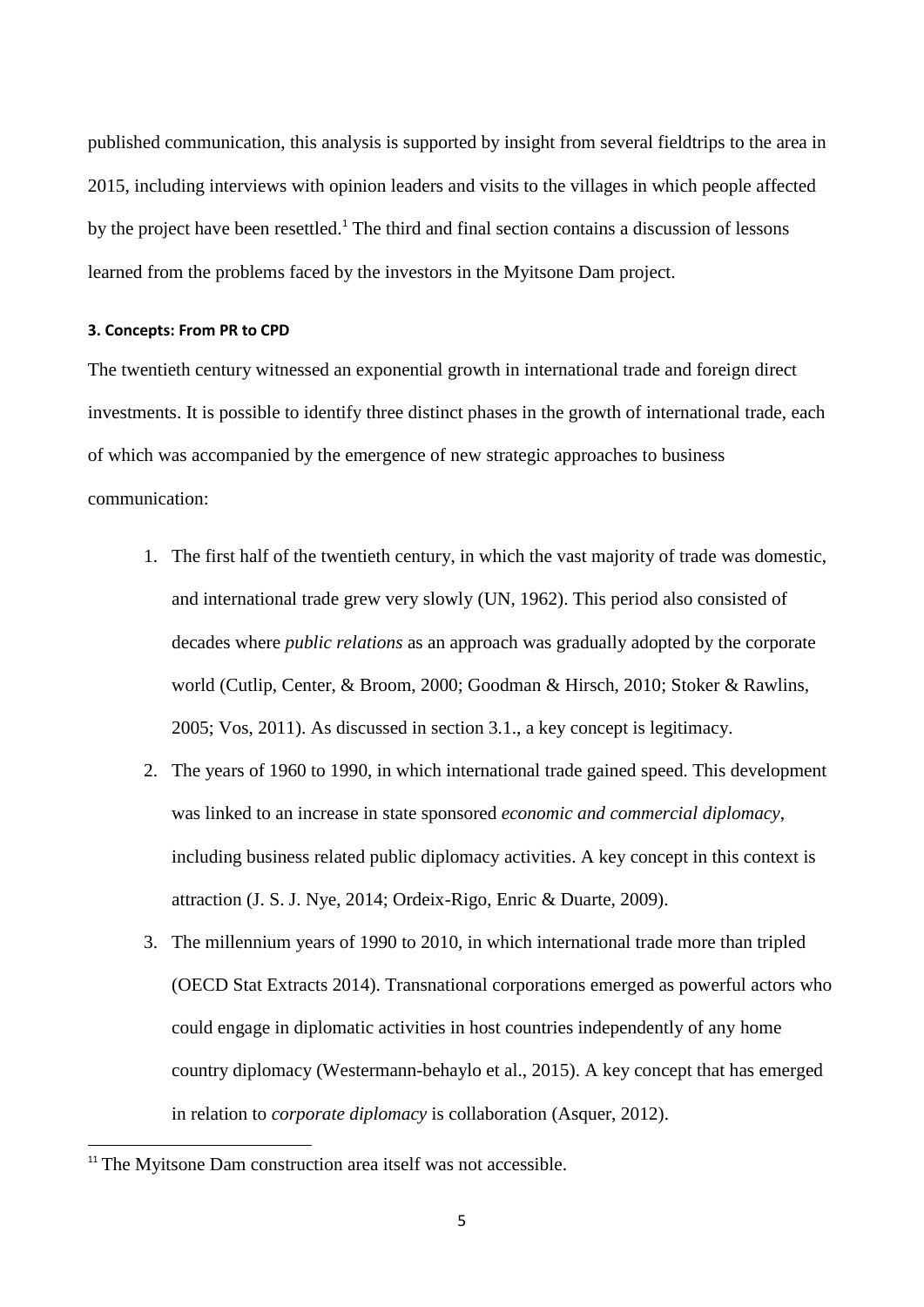published communication, this analysis is supported by insight from several fieldtrips to the area in 2015, including interviews with opinion leaders and visits to the villages in which people affected by the project have been resettled.[1] The third and final section contains a discussion of lessons learned from the problems faced by the investors in the Myitsone Dam project.

## 3. Concepts: From PR to CPD

The twentieth century witnessed an exponential growth in international trade and foreign direct investments. It is possible to identify three distinct phases in the growth of international trade, each of which was accompanied by the emergence of new strategic approaches to business communication:

1. The first half of the twentieth century, in which the vast majority of trade was domestic, and international trade grew very slowly (UN, 1962). This period also consisted of decades where *public relations* as an approach was gradually adopted by the corporate world (Cutlip, Center, & Broom, 2000; Goodman & Hirsch, 2010; Stoker & Rawlins, 2005; Vos, 2011). As discussed in section 3.1., a key concept is legitimacy.
2. The years of 1960 to 1990, in which international trade gained speed. This development was linked to an increase in state sponsored *economic and commercial diplomacy*, including business related public diplomacy activities. A key concept in this context is attraction (J. S. J. Nye, 2014; Ordeix-Rigo, Enric & Duarte, 2009).
3. The millennium years of 1990 to 2010, in which international trade more than tripled (OECD Stat Extracts 2014). Transnational corporations emerged as powerful actors who could engage in diplomatic activities in host countries independently of any home country diplomacy (Westermann-behaylo et al., 2015). A key concept that has emerged in relation to *corporate diplomacy* is collaboration (Asquer, 2012).

[11] The Myitsone Dam construction area itself was not accessible.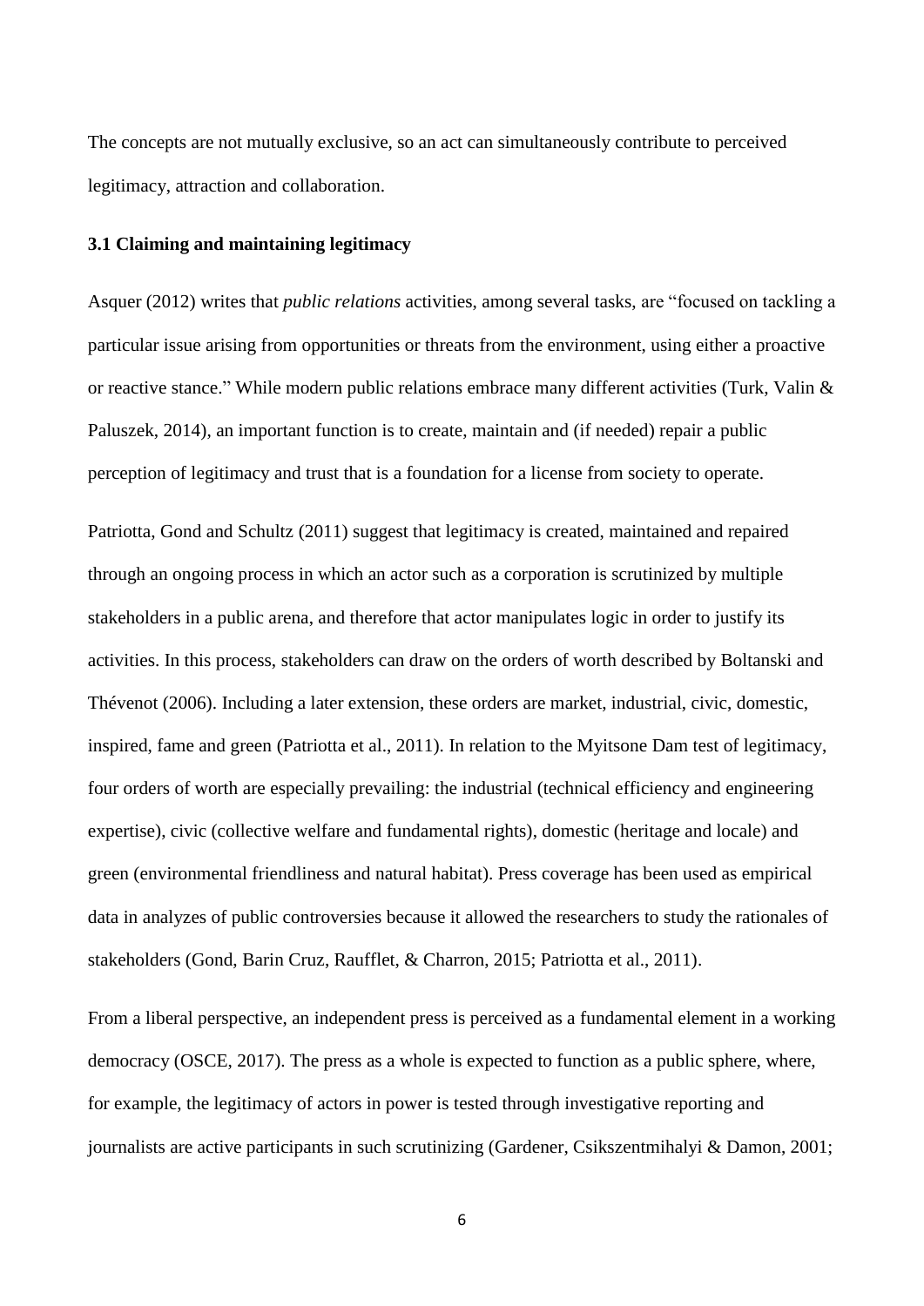The concepts are not mutually exclusive, so an act can simultaneously contribute to perceived legitimacy, attraction and collaboration.

### 3.1 Claiming and maintaining legitimacy

Asquer (2012) writes that *public relations* activities, among several tasks, are "focused on tackling a particular issue arising from opportunities or threats from the environment, using either a proactive or reactive stance." While modern public relations embrace many different activities (Turk, Valin & Paluszek, 2014), an important function is to create, maintain and (if needed) repair a public perception of legitimacy and trust that is a foundation for a license from society to operate.

Patriotta, Gond and Schultz (2011) suggest that legitimacy is created, maintained and repaired through an ongoing process in which an actor such as a corporation is scrutinized by multiple stakeholders in a public arena, and therefore that actor manipulates logic in order to justify its activities. In this process, stakeholders can draw on the orders of worth described by Boltanski and Thévenot (2006). Including a later extension, these orders are market, industrial, civic, domestic, inspired, fame and green (Patriotta et al., 2011). In relation to the Myitsone Dam test of legitimacy, four orders of worth are especially prevailing: the industrial (technical efficiency and engineering expertise), civic (collective welfare and fundamental rights), domestic (heritage and locale) and green (environmental friendliness and natural habitat). Press coverage has been used as empirical data in analyzes of public controversies because it allowed the researchers to study the rationales of stakeholders (Gond, Barin Cruz, Raufflet, & Charron, 2015; Patriotta et al., 2011).

From a liberal perspective, an independent press is perceived as a fundamental element in a working democracy (OSCE, 2017). The press as a whole is expected to function as a public sphere, where, for example, the legitimacy of actors in power is tested through investigative reporting and journalists are active participants in such scrutinizing (Gardener, Csikszentmihalyi & Damon, 2001;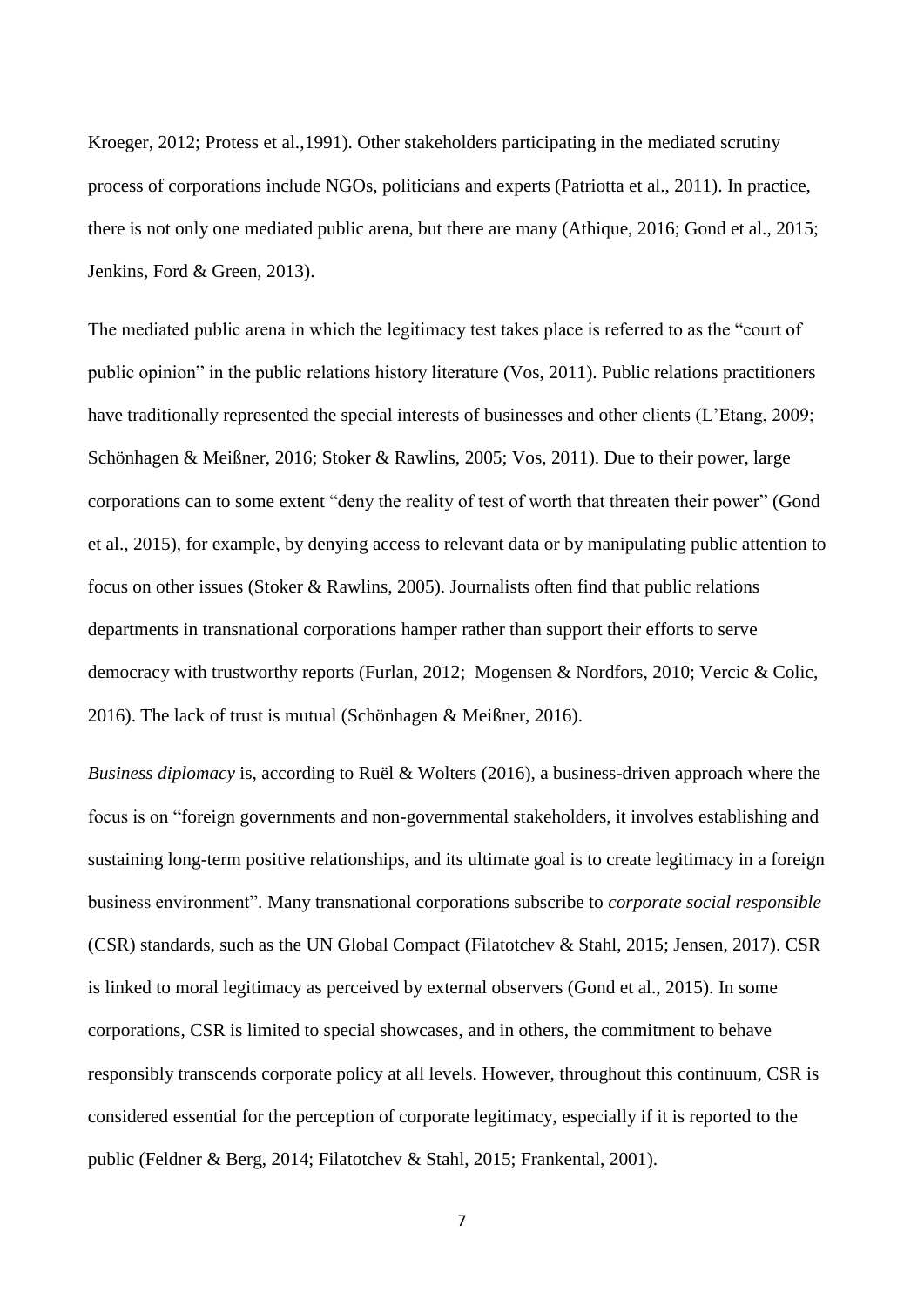Kroeger, 2012; Protess et al.,1991). Other stakeholders participating in the mediated scrutiny process of corporations include NGOs, politicians and experts (Patriotta et al., 2011). In practice, there is not only one mediated public arena, but there are many (Athique, 2016; Gond et al., 2015; Jenkins, Ford & Green, 2013).

The mediated public arena in which the legitimacy test takes place is referred to as the "court of public opinion" in the public relations history literature (Vos, 2011). Public relations practitioners have traditionally represented the special interests of businesses and other clients (L'Etang, 2009; Schönhagen & Meißner, 2016; Stoker & Rawlins, 2005; Vos, 2011). Due to their power, large corporations can to some extent "deny the reality of test of worth that threaten their power" (Gond et al., 2015), for example, by denying access to relevant data or by manipulating public attention to focus on other issues (Stoker & Rawlins, 2005). Journalists often find that public relations departments in transnational corporations hamper rather than support their efforts to serve democracy with trustworthy reports (Furlan, 2012; Mogensen & Nordfors, 2010; Vercic & Colic, 2016). The lack of trust is mutual (Schönhagen & Meißner, 2016).

*Business diplomacy* is, according to Ruël & Wolters (2016), a business-driven approach where the focus is on "foreign governments and non-governmental stakeholders, it involves establishing and sustaining long-term positive relationships, and its ultimate goal is to create legitimacy in a foreign business environment". Many transnational corporations subscribe to *corporate social responsible* (CSR) standards, such as the UN Global Compact (Filatotchev & Stahl, 2015; Jensen, 2017). CSR is linked to moral legitimacy as perceived by external observers (Gond et al., 2015). In some corporations, CSR is limited to special showcases, and in others, the commitment to behave responsibly transcends corporate policy at all levels. However, throughout this continuum, CSR is considered essential for the perception of corporate legitimacy, especially if it is reported to the public (Feldner & Berg, 2014; Filatotchev & Stahl, 2015; Frankental, 2001).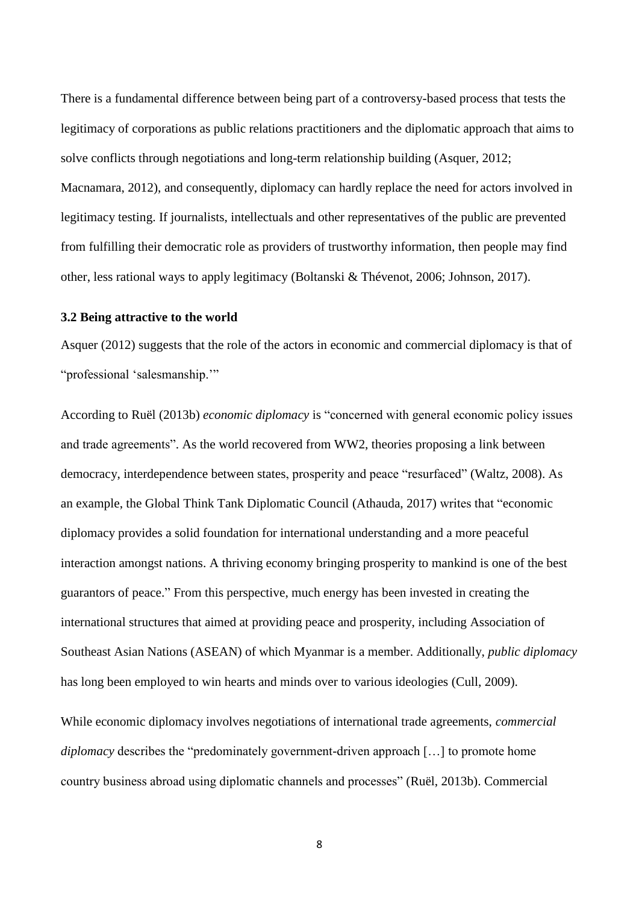There is a fundamental difference between being part of a controversy-based process that tests the legitimacy of corporations as public relations practitioners and the diplomatic approach that aims to solve conflicts through negotiations and long-term relationship building (Asquer, 2012; Macnamara, 2012), and consequently, diplomacy can hardly replace the need for actors involved in legitimacy testing. If journalists, intellectuals and other representatives of the public are prevented from fulfilling their democratic role as providers of trustworthy information, then people may find other, less rational ways to apply legitimacy (Boltanski & Thévenot, 2006; Johnson, 2017).

### 3.2 Being attractive to the world

Asquer (2012) suggests that the role of the actors in economic and commercial diplomacy is that of "professional 'salesmanship.'"

According to Ruël (2013b) *economic diplomacy* is "concerned with general economic policy issues and trade agreements". As the world recovered from WW2, theories proposing a link between democracy, interdependence between states, prosperity and peace "resurfaced" (Waltz, 2008). As an example, the Global Think Tank Diplomatic Council (Athauda, 2017) writes that "economic diplomacy provides a solid foundation for international understanding and a more peaceful interaction amongst nations. A thriving economy bringing prosperity to mankind is one of the best guarantors of peace." From this perspective, much energy has been invested in creating the international structures that aimed at providing peace and prosperity, including Association of Southeast Asian Nations (ASEAN) of which Myanmar is a member. Additionally, *public diplomacy* has long been employed to win hearts and minds over to various ideologies (Cull, 2009).

While economic diplomacy involves negotiations of international trade agreements, *commercial diplomacy* describes the "predominately government-driven approach […] to promote home country business abroad using diplomatic channels and processes" (Ruël, 2013b). Commercial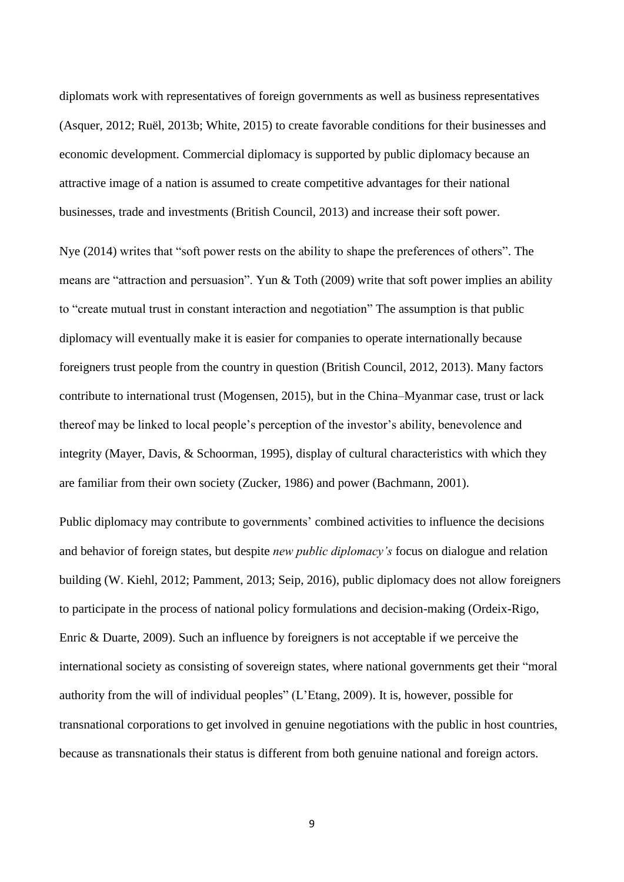diplomats work with representatives of foreign governments as well as business representatives (Asquer, 2012; Ruël, 2013b; White, 2015) to create favorable conditions for their businesses and economic development. Commercial diplomacy is supported by public diplomacy because an attractive image of a nation is assumed to create competitive advantages for their national businesses, trade and investments (British Council, 2013) and increase their soft power.

Nye (2014) writes that "soft power rests on the ability to shape the preferences of others". The means are "attraction and persuasion". Yun & Toth (2009) write that soft power implies an ability to "create mutual trust in constant interaction and negotiation" The assumption is that public diplomacy will eventually make it is easier for companies to operate internationally because foreigners trust people from the country in question (British Council, 2012, 2013). Many factors contribute to international trust (Mogensen, 2015), but in the China–Myanmar case, trust or lack thereof may be linked to local people's perception of the investor's ability, benevolence and integrity (Mayer, Davis, & Schoorman, 1995), display of cultural characteristics with which they are familiar from their own society (Zucker, 1986) and power (Bachmann, 2001).

Public diplomacy may contribute to governments' combined activities to influence the decisions and behavior of foreign states, but despite *new public diplomacy's* focus on dialogue and relation building (W. Kiehl, 2012; Pamment, 2013; Seip, 2016), public diplomacy does not allow foreigners to participate in the process of national policy formulations and decision-making (Ordeix-Rigo, Enric & Duarte, 2009). Such an influence by foreigners is not acceptable if we perceive the international society as consisting of sovereign states, where national governments get their "moral authority from the will of individual peoples" (L'Etang, 2009). It is, however, possible for transnational corporations to get involved in genuine negotiations with the public in host countries, because as transnationals their status is different from both genuine national and foreign actors.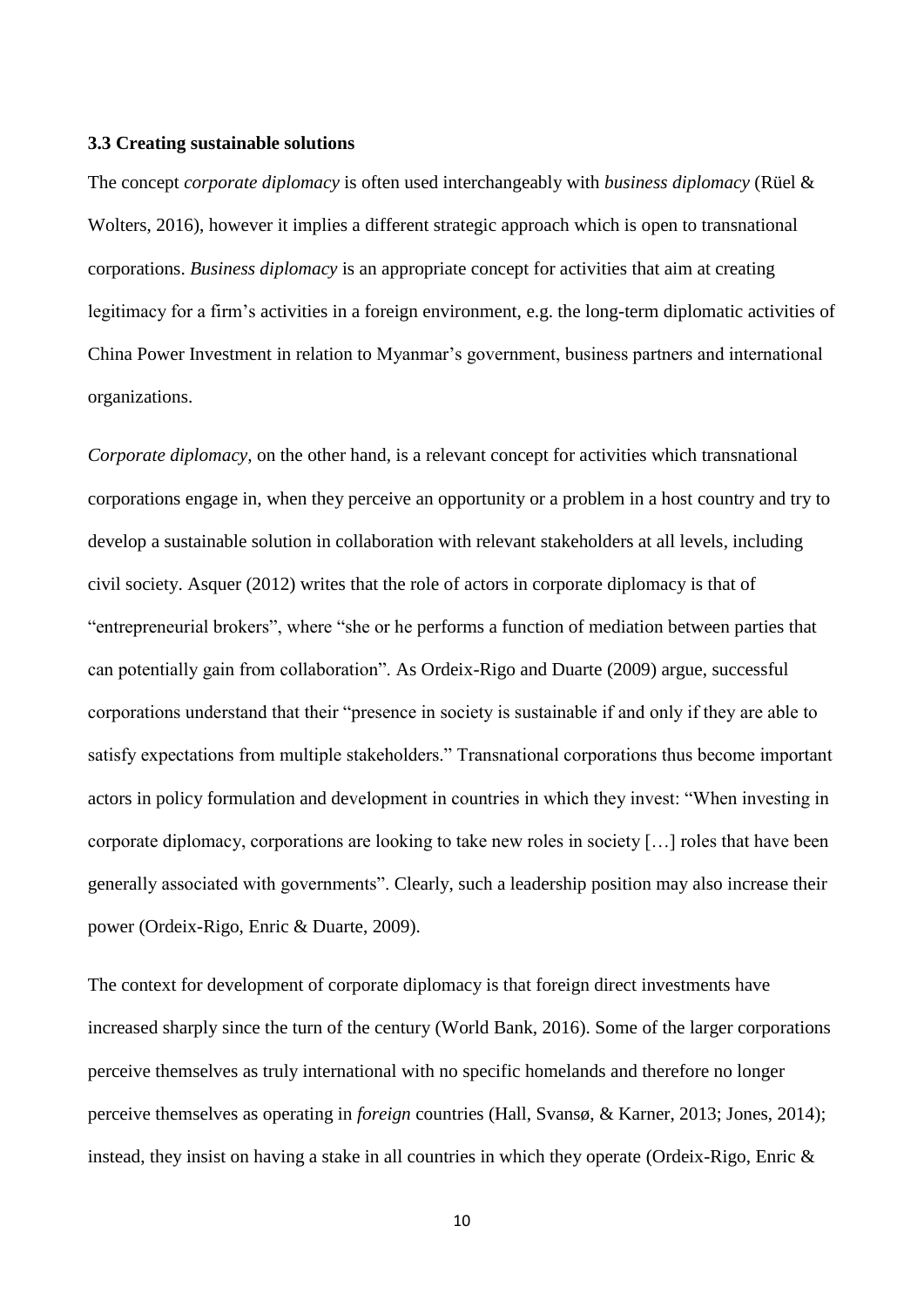### 3.3 Creating sustainable solutions

The concept *corporate diplomacy* is often used interchangeably with *business diplomacy* (Rüel & Wolters, 2016), however it implies a different strategic approach which is open to transnational corporations. *Business diplomacy* is an appropriate concept for activities that aim at creating legitimacy for a firm's activities in a foreign environment, e.g. the long-term diplomatic activities of China Power Investment in relation to Myanmar's government, business partners and international organizations.

*Corporate diplomacy*, on the other hand, is a relevant concept for activities which transnational corporations engage in, when they perceive an opportunity or a problem in a host country and try to develop a sustainable solution in collaboration with relevant stakeholders at all levels, including civil society. Asquer (2012) writes that the role of actors in corporate diplomacy is that of "entrepreneurial brokers", where "she or he performs a function of mediation between parties that can potentially gain from collaboration". As Ordeix-Rigo and Duarte (2009) argue, successful corporations understand that their "presence in society is sustainable if and only if they are able to satisfy expectations from multiple stakeholders." Transnational corporations thus become important actors in policy formulation and development in countries in which they invest: "When investing in corporate diplomacy, corporations are looking to take new roles in society […] roles that have been generally associated with governments". Clearly, such a leadership position may also increase their power (Ordeix-Rigo, Enric & Duarte, 2009).

The context for development of corporate diplomacy is that foreign direct investments have increased sharply since the turn of the century (World Bank, 2016). Some of the larger corporations perceive themselves as truly international with no specific homelands and therefore no longer perceive themselves as operating in *foreign* countries (Hall, Svansø, & Karner, 2013; Jones, 2014); instead, they insist on having a stake in all countries in which they operate (Ordeix-Rigo, Enric &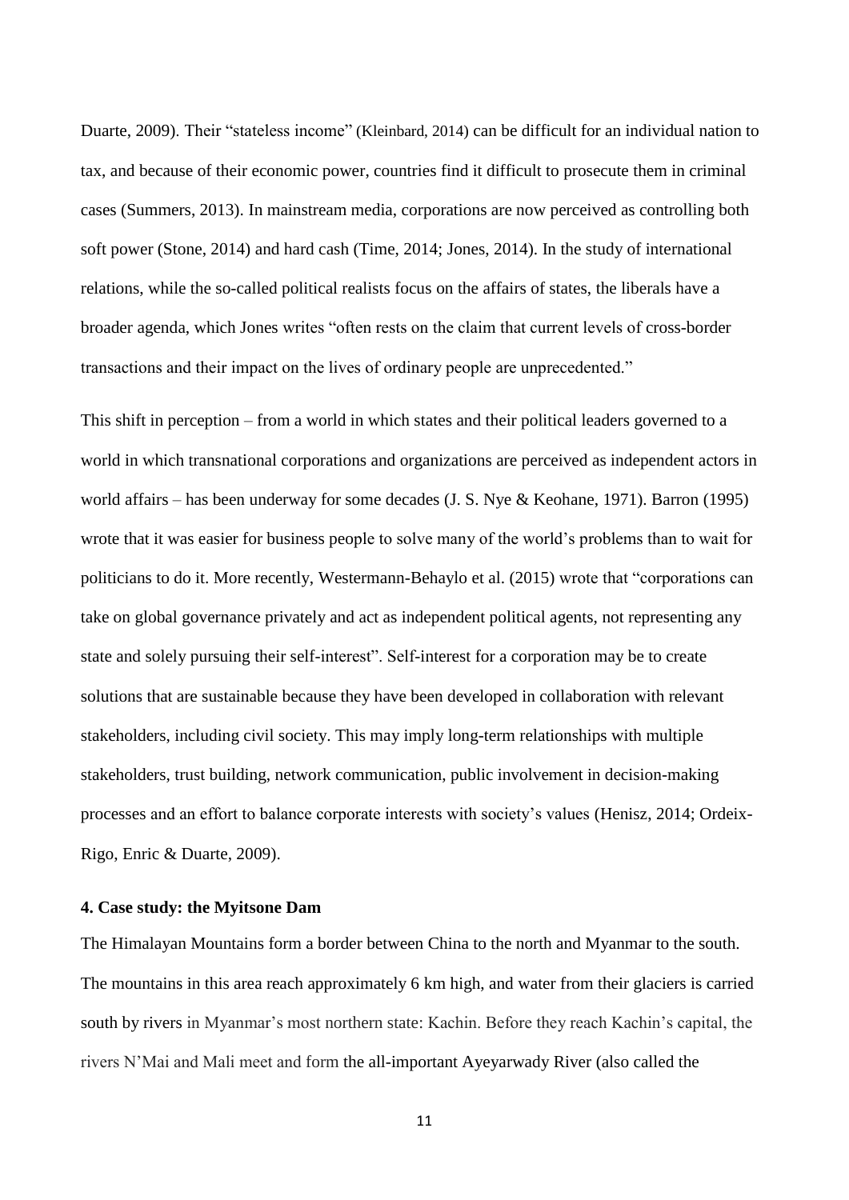Duarte, 2009). Their "stateless income" (Kleinbard, 2014) can be difficult for an individual nation to tax, and because of their economic power, countries find it difficult to prosecute them in criminal cases (Summers, 2013). In mainstream media, corporations are now perceived as controlling both soft power (Stone, 2014) and hard cash (Time, 2014; Jones, 2014). In the study of international relations, while the so-called political realists focus on the affairs of states, the liberals have a broader agenda, which Jones writes "often rests on the claim that current levels of cross-border transactions and their impact on the lives of ordinary people are unprecedented."

This shift in perception – from a world in which states and their political leaders governed to a world in which transnational corporations and organizations are perceived as independent actors in world affairs – has been underway for some decades (J. S. Nye & Keohane, 1971). Barron (1995) wrote that it was easier for business people to solve many of the world's problems than to wait for politicians to do it. More recently, Westermann-Behaylo et al. (2015) wrote that "corporations can take on global governance privately and act as independent political agents, not representing any state and solely pursuing their self-interest". Self-interest for a corporation may be to create solutions that are sustainable because they have been developed in collaboration with relevant stakeholders, including civil society. This may imply long-term relationships with multiple stakeholders, trust building, network communication, public involvement in decision-making processes and an effort to balance corporate interests with society's values (Henisz, 2014; Ordeix-Rigo, Enric & Duarte, 2009).

### 4. Case study: the Myitsone Dam

The Himalayan Mountains form a border between China to the north and Myanmar to the south. The mountains in this area reach approximately 6 km high, and water from their glaciers is carried south by rivers in Myanmar's most northern state: Kachin. Before they reach Kachin's capital, the rivers N'Mai and Mali meet and form the all-important Ayeyarwady River (also called the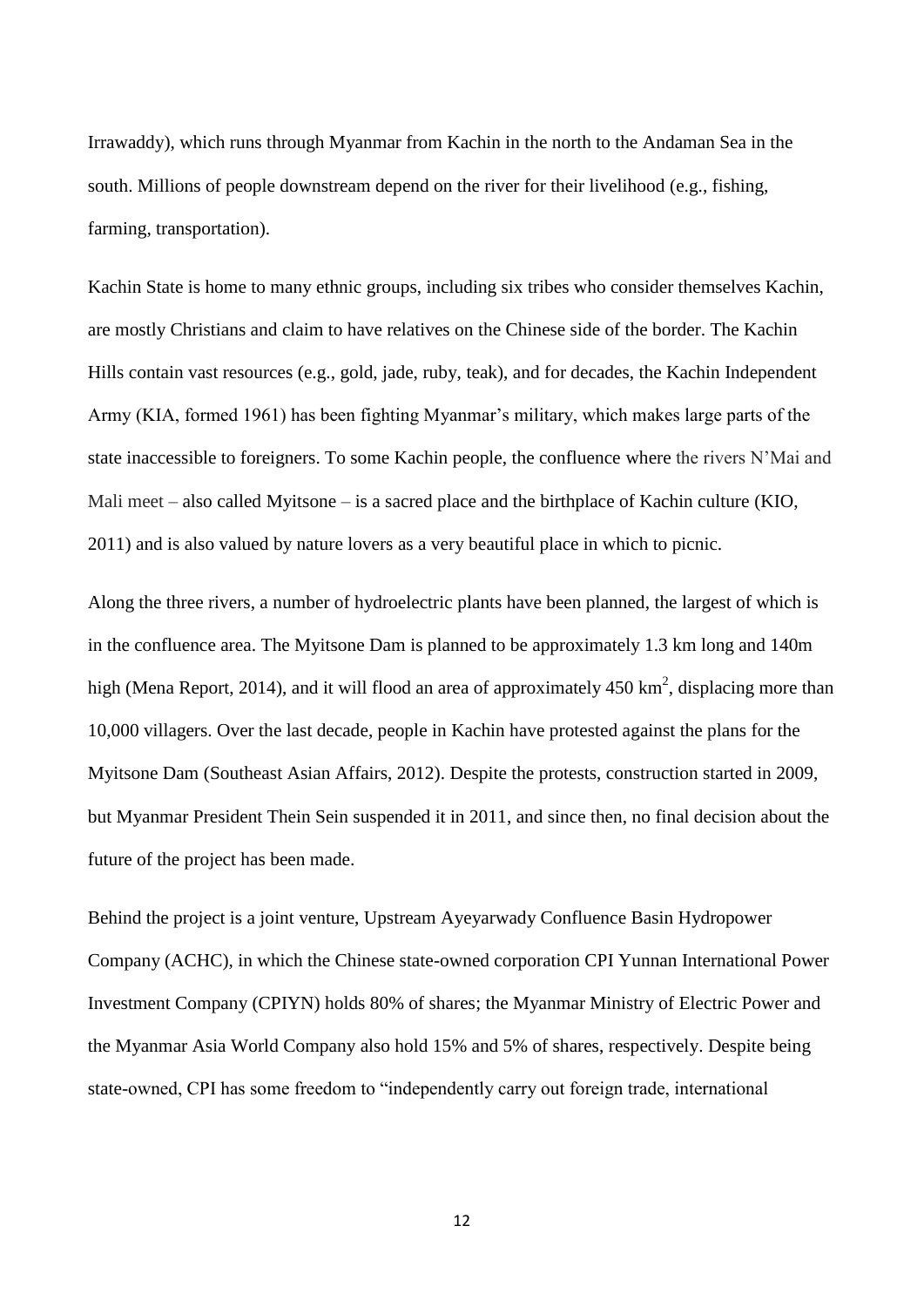Irrawaddy), which runs through Myanmar from Kachin in the north to the Andaman Sea in the south. Millions of people downstream depend on the river for their livelihood (e.g., fishing, farming, transportation).

Kachin State is home to many ethnic groups, including six tribes who consider themselves Kachin, are mostly Christians and claim to have relatives on the Chinese side of the border. The Kachin Hills contain vast resources (e.g., gold, jade, ruby, teak), and for decades, the Kachin Independent Army (KIA, formed 1961) has been fighting Myanmar's military, which makes large parts of the state inaccessible to foreigners. To some Kachin people, the confluence where the rivers N'Mai and Mali meet – also called Myitsone – is a sacred place and the birthplace of Kachin culture (KIO, 2011) and is also valued by nature lovers as a very beautiful place in which to picnic.

Along the three rivers, a number of hydroelectric plants have been planned, the largest of which is in the confluence area. The Myitsone Dam is planned to be approximately 1.3 km long and 140m high (Mena Report, 2014), and it will flood an area of approximately 450 km$^2$, displacing more than 10,000 villagers. Over the last decade, people in Kachin have protested against the plans for the Myitsone Dam (Southeast Asian Affairs, 2012). Despite the protests, construction started in 2009, but Myanmar President Thein Sein suspended it in 2011, and since then, no final decision about the future of the project has been made.

Behind the project is a joint venture, Upstream Ayeyarwady Confluence Basin Hydropower Company (ACHC), in which the Chinese state-owned corporation CPI Yunnan International Power Investment Company (CPIYN) holds 80% of shares; the Myanmar Ministry of Electric Power and the Myanmar Asia World Company also hold 15% and 5% of shares, respectively. Despite being state-owned, CPI has some freedom to "independently carry out foreign trade, international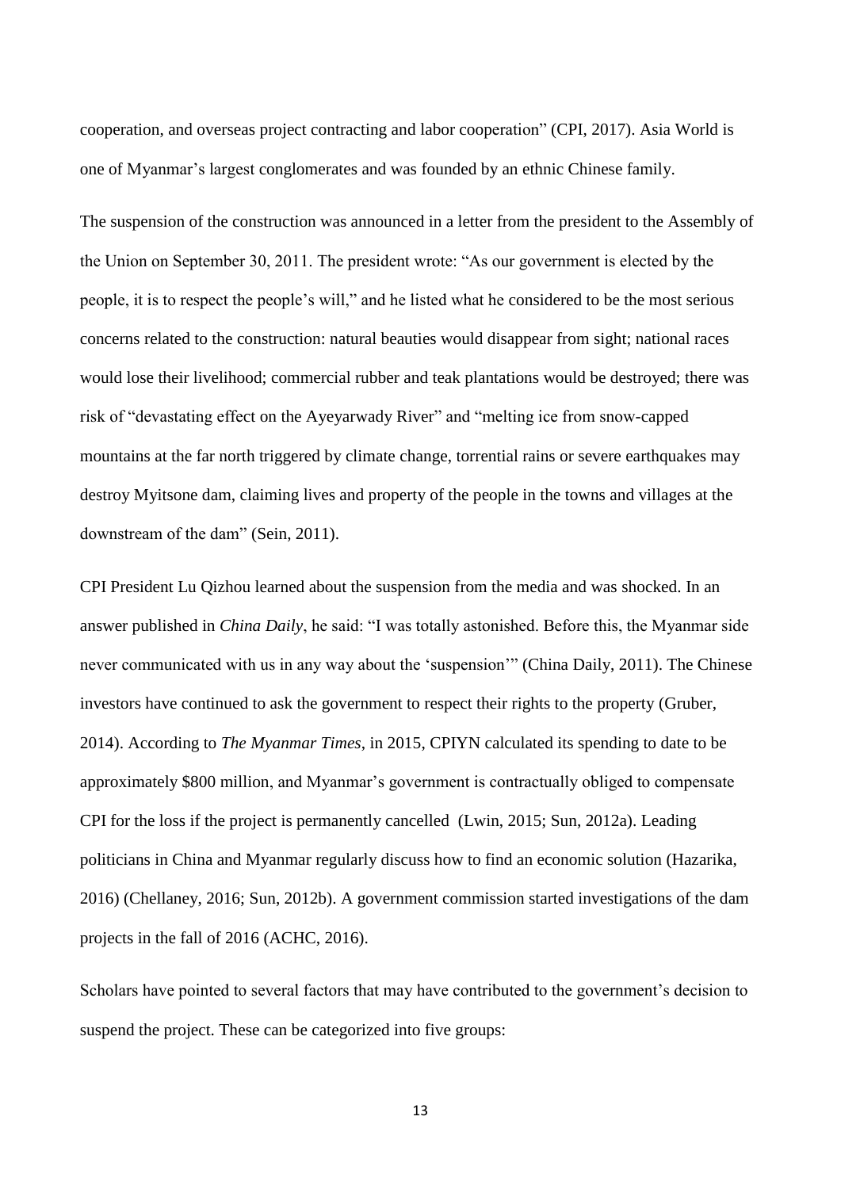cooperation, and overseas project contracting and labor cooperation" (CPI, 2017). Asia World is one of Myanmar's largest conglomerates and was founded by an ethnic Chinese family.

The suspension of the construction was announced in a letter from the president to the Assembly of the Union on September 30, 2011. The president wrote: "As our government is elected by the people, it is to respect the people's will," and he listed what he considered to be the most serious concerns related to the construction: natural beauties would disappear from sight; national races would lose their livelihood; commercial rubber and teak plantations would be destroyed; there was risk of "devastating effect on the Ayeyarwady River" and "melting ice from snow-capped mountains at the far north triggered by climate change, torrential rains or severe earthquakes may destroy Myitsone dam, claiming lives and property of the people in the towns and villages at the downstream of the dam" (Sein, 2011).

CPI President Lu Qizhou learned about the suspension from the media and was shocked. In an answer published in *China Daily*, he said: "I was totally astonished. Before this, the Myanmar side never communicated with us in any way about the 'suspension'" (China Daily, 2011). The Chinese investors have continued to ask the government to respect their rights to the property (Gruber, 2014). According to *The Myanmar Times*, in 2015, CPIYN calculated its spending to date to be approximately $800 million, and Myanmar's government is contractually obliged to compensate CPI for the loss if the project is permanently cancelled (Lwin, 2015; Sun, 2012a). Leading politicians in China and Myanmar regularly discuss how to find an economic solution (Hazarika, 2016) (Chellaney, 2016; Sun, 2012b). A government commission started investigations of the dam projects in the fall of 2016 (ACHC, 2016).

Scholars have pointed to several factors that may have contributed to the government's decision to suspend the project. These can be categorized into five groups: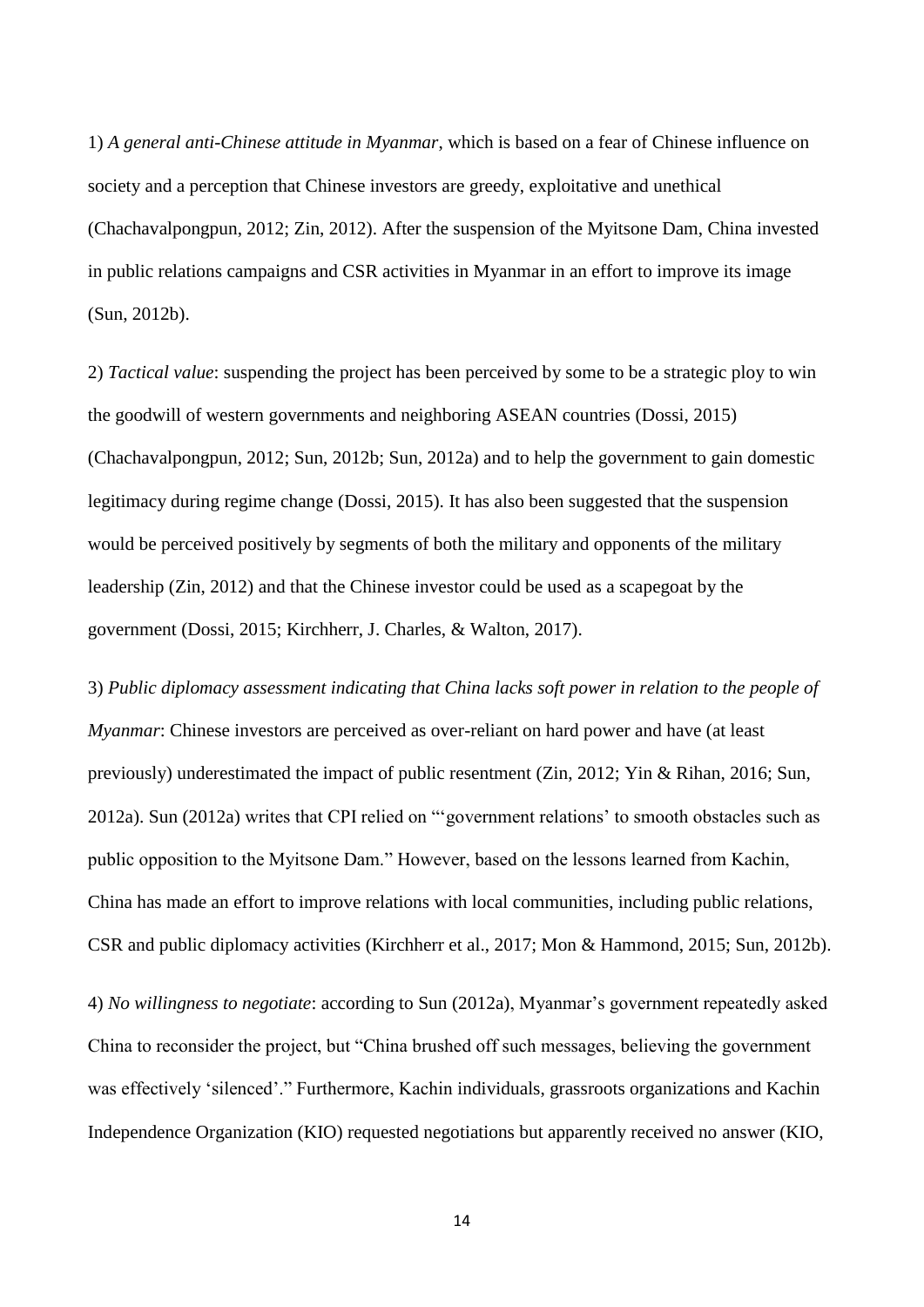1) *A general anti-Chinese attitude in Myanmar*, which is based on a fear of Chinese influence on society and a perception that Chinese investors are greedy, exploitative and unethical (Chachavalpongpun, 2012; Zin, 2012). After the suspension of the Myitsone Dam, China invested in public relations campaigns and CSR activities in Myanmar in an effort to improve its image (Sun, 2012b).

2) *Tactical value*: suspending the project has been perceived by some to be a strategic ploy to win the goodwill of western governments and neighboring ASEAN countries (Dossi, 2015) (Chachavalpongpun, 2012; Sun, 2012b; Sun, 2012a) and to help the government to gain domestic legitimacy during regime change (Dossi, 2015). It has also been suggested that the suspension would be perceived positively by segments of both the military and opponents of the military leadership (Zin, 2012) and that the Chinese investor could be used as a scapegoat by the government (Dossi, 2015; Kirchherr, J. Charles, & Walton, 2017).

3) *Public diplomacy assessment indicating that China lacks soft power in relation to the people of Myanmar*: Chinese investors are perceived as over-reliant on hard power and have (at least previously) underestimated the impact of public resentment (Zin, 2012; Yin & Rihan, 2016; Sun, 2012a). Sun (2012a) writes that CPI relied on "'government relations' to smooth obstacles such as public opposition to the Myitsone Dam." However, based on the lessons learned from Kachin, China has made an effort to improve relations with local communities, including public relations, CSR and public diplomacy activities (Kirchherr et al., 2017; Mon & Hammond, 2015; Sun, 2012b).

4) *No willingness to negotiate*: according to Sun (2012a), Myanmar's government repeatedly asked China to reconsider the project, but "China brushed off such messages, believing the government was effectively 'silenced'." Furthermore, Kachin individuals, grassroots organizations and Kachin Independence Organization (KIO) requested negotiations but apparently received no answer (KIO,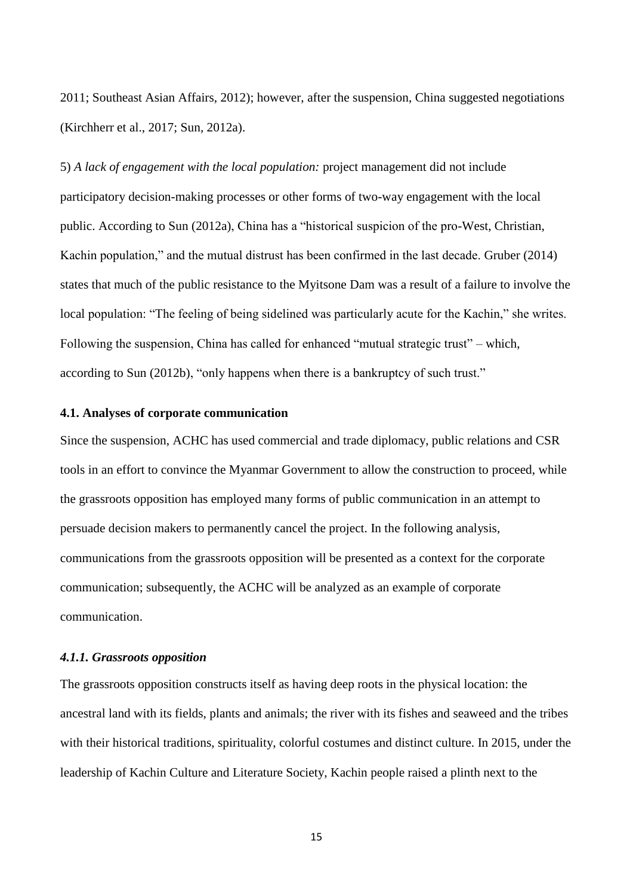2011; Southeast Asian Affairs, 2012); however, after the suspension, China suggested negotiations (Kirchherr et al., 2017; Sun, 2012a).

5) *A lack of engagement with the local population:* project management did not include participatory decision-making processes or other forms of two-way engagement with the local public. According to Sun (2012a), China has a "historical suspicion of the pro-West, Christian, Kachin population," and the mutual distrust has been confirmed in the last decade. Gruber (2014) states that much of the public resistance to the Myitsone Dam was a result of a failure to involve the local population: "The feeling of being sidelined was particularly acute for the Kachin," she writes. Following the suspension, China has called for enhanced "mutual strategic trust" – which, according to Sun (2012b), "only happens when there is a bankruptcy of such trust."

### 4.1. Analyses of corporate communication

Since the suspension, ACHC has used commercial and trade diplomacy, public relations and CSR tools in an effort to convince the Myanmar Government to allow the construction to proceed, while the grassroots opposition has employed many forms of public communication in an attempt to persuade decision makers to permanently cancel the project. In the following analysis, communications from the grassroots opposition will be presented as a context for the corporate communication; subsequently, the ACHC will be analyzed as an example of corporate communication.

#### *4.1.1. Grassroots opposition*

The grassroots opposition constructs itself as having deep roots in the physical location: the ancestral land with its fields, plants and animals; the river with its fishes and seaweed and the tribes with their historical traditions, spirituality, colorful costumes and distinct culture. In 2015, under the leadership of Kachin Culture and Literature Society, Kachin people raised a plinth next to the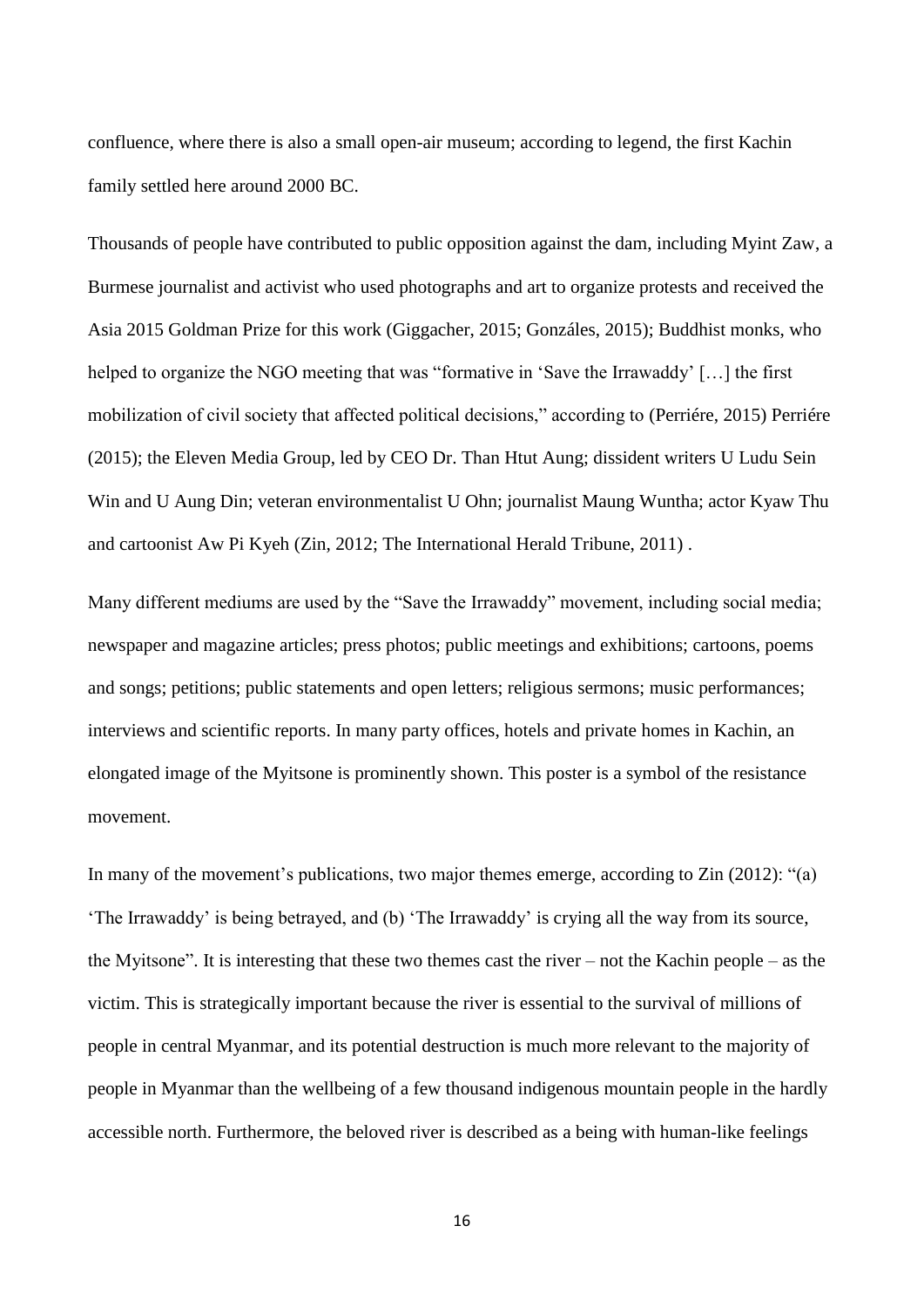confluence, where there is also a small open-air museum; according to legend, the first Kachin family settled here around 2000 BC.

Thousands of people have contributed to public opposition against the dam, including Myint Zaw, a Burmese journalist and activist who used photographs and art to organize protests and received the Asia 2015 Goldman Prize for this work (Giggacher, 2015; Gonzáles, 2015); Buddhist monks, who helped to organize the NGO meeting that was "formative in 'Save the Irrawaddy' […] the first mobilization of civil society that affected political decisions," according to (Perriére, 2015) Perriére (2015); the Eleven Media Group, led by CEO Dr. Than Htut Aung; dissident writers U Ludu Sein Win and U Aung Din; veteran environmentalist U Ohn; journalist Maung Wuntha; actor Kyaw Thu and cartoonist Aw Pi Kyeh (Zin, 2012; The International Herald Tribune, 2011) .

Many different mediums are used by the "Save the Irrawaddy" movement, including social media; newspaper and magazine articles; press photos; public meetings and exhibitions; cartoons, poems and songs; petitions; public statements and open letters; religious sermons; music performances; interviews and scientific reports. In many party offices, hotels and private homes in Kachin, an elongated image of the Myitsone is prominently shown. This poster is a symbol of the resistance movement.

In many of the movement's publications, two major themes emerge, according to Zin (2012): "(a) 'The Irrawaddy' is being betrayed, and (b) 'The Irrawaddy' is crying all the way from its source, the Myitsone". It is interesting that these two themes cast the river – not the Kachin people – as the victim. This is strategically important because the river is essential to the survival of millions of people in central Myanmar, and its potential destruction is much more relevant to the majority of people in Myanmar than the wellbeing of a few thousand indigenous mountain people in the hardly accessible north. Furthermore, the beloved river is described as a being with human-like feelings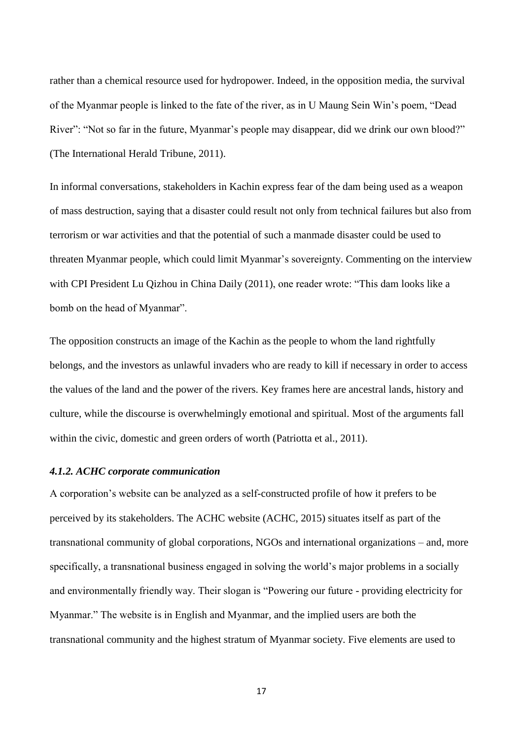rather than a chemical resource used for hydropower. Indeed, in the opposition media, the survival of the Myanmar people is linked to the fate of the river, as in U Maung Sein Win's poem, "Dead River": "Not so far in the future, Myanmar's people may disappear, did we drink our own blood?" (The International Herald Tribune, 2011).

In informal conversations, stakeholders in Kachin express fear of the dam being used as a weapon of mass destruction, saying that a disaster could result not only from technical failures but also from terrorism or war activities and that the potential of such a manmade disaster could be used to threaten Myanmar people, which could limit Myanmar's sovereignty. Commenting on the interview with CPI President Lu Qizhou in China Daily (2011), one reader wrote: "This dam looks like a bomb on the head of Myanmar".

The opposition constructs an image of the Kachin as the people to whom the land rightfully belongs, and the investors as unlawful invaders who are ready to kill if necessary in order to access the values of the land and the power of the rivers. Key frames here are ancestral lands, history and culture, while the discourse is overwhelmingly emotional and spiritual. Most of the arguments fall within the civic, domestic and green orders of worth (Patriotta et al., 2011).

#### *4.1.2. ACHC corporate communication*

A corporation's website can be analyzed as a self-constructed profile of how it prefers to be perceived by its stakeholders. The ACHC website (ACHC, 2015) situates itself as part of the transnational community of global corporations, NGOs and international organizations – and, more specifically, a transnational business engaged in solving the world's major problems in a socially and environmentally friendly way. Their slogan is "Powering our future - providing electricity for Myanmar." The website is in English and Myanmar, and the implied users are both the transnational community and the highest stratum of Myanmar society. Five elements are used to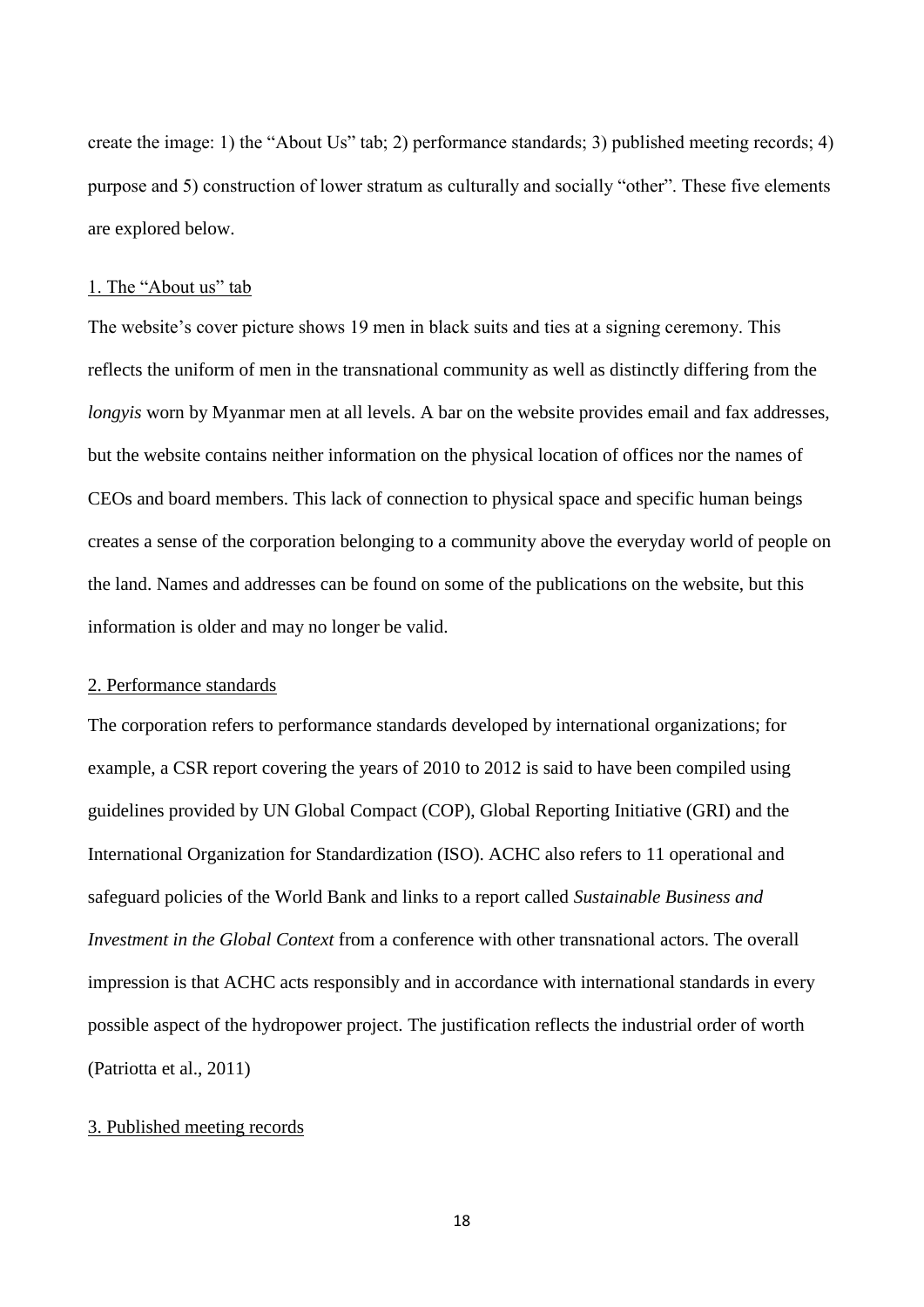create the image: 1) the "About Us" tab; 2) performance standards; 3) published meeting records; 4) purpose and 5) construction of lower stratum as culturally and socially "other". These five elements are explored below.

1. The "About us" tab

The website's cover picture shows 19 men in black suits and ties at a signing ceremony. This reflects the uniform of men in the transnational community as well as distinctly differing from the *longyis* worn by Myanmar men at all levels. A bar on the website provides email and fax addresses, but the website contains neither information on the physical location of offices nor the names of CEOs and board members. This lack of connection to physical space and specific human beings creates a sense of the corporation belonging to a community above the everyday world of people on the land. Names and addresses can be found on some of the publications on the website, but this information is older and may no longer be valid.

2. Performance standards

The corporation refers to performance standards developed by international organizations; for example, a CSR report covering the years of 2010 to 2012 is said to have been compiled using guidelines provided by UN Global Compact (COP), Global Reporting Initiative (GRI) and the International Organization for Standardization (ISO). ACHC also refers to 11 operational and safeguard policies of the World Bank and links to a report called *Sustainable Business and Investment in the Global Context* from a conference with other transnational actors. The overall impression is that ACHC acts responsibly and in accordance with international standards in every possible aspect of the hydropower project. The justification reflects the industrial order of worth (Patriotta et al., 2011)

3. Published meeting records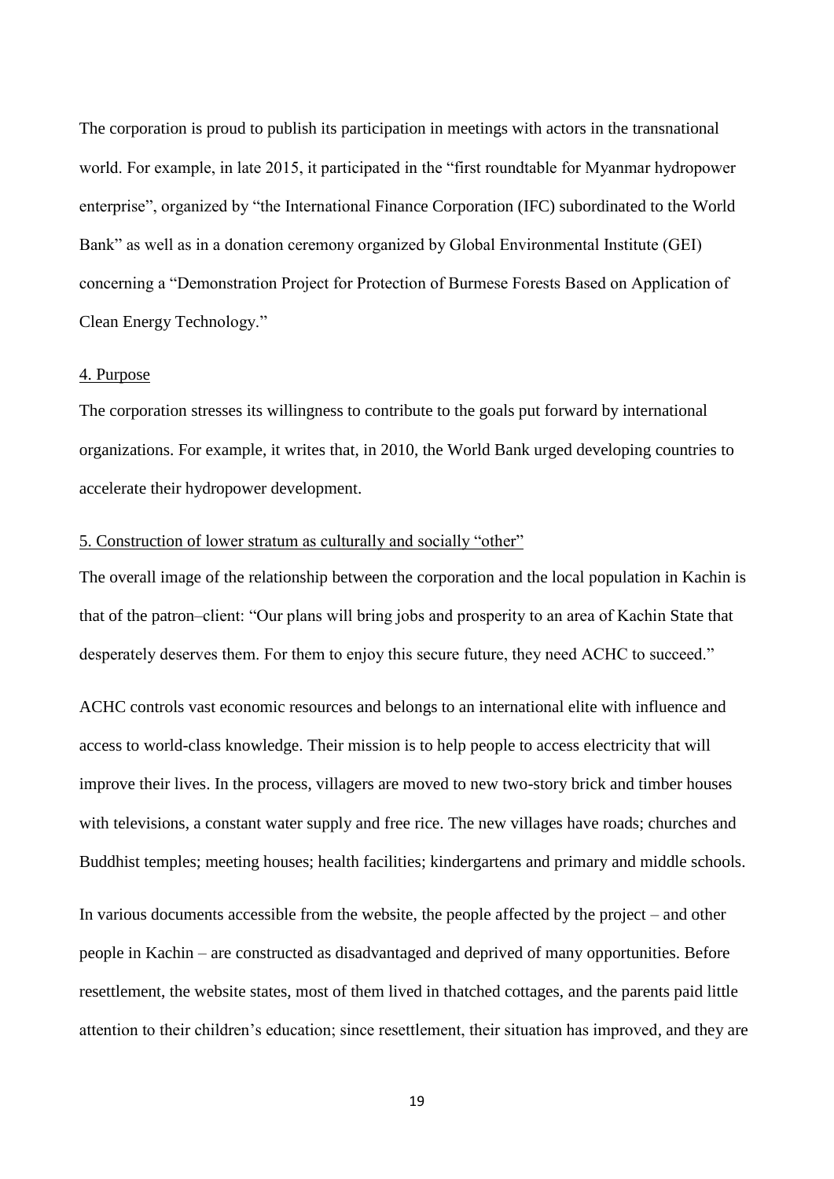The corporation is proud to publish its participation in meetings with actors in the transnational world. For example, in late 2015, it participated in the "first roundtable for Myanmar hydropower enterprise", organized by "the International Finance Corporation (IFC) subordinated to the World Bank" as well as in a donation ceremony organized by Global Environmental Institute (GEI) concerning a "Demonstration Project for Protection of Burmese Forests Based on Application of Clean Energy Technology."

4. Purpose

The corporation stresses its willingness to contribute to the goals put forward by international organizations. For example, it writes that, in 2010, the World Bank urged developing countries to accelerate their hydropower development.

5. Construction of lower stratum as culturally and socially "other"

The overall image of the relationship between the corporation and the local population in Kachin is that of the patron–client: "Our plans will bring jobs and prosperity to an area of Kachin State that desperately deserves them. For them to enjoy this secure future, they need ACHC to succeed."

ACHC controls vast economic resources and belongs to an international elite with influence and access to world-class knowledge. Their mission is to help people to access electricity that will improve their lives. In the process, villagers are moved to new two-story brick and timber houses with televisions, a constant water supply and free rice. The new villages have roads; churches and Buddhist temples; meeting houses; health facilities; kindergartens and primary and middle schools.

In various documents accessible from the website, the people affected by the project – and other people in Kachin – are constructed as disadvantaged and deprived of many opportunities. Before resettlement, the website states, most of them lived in thatched cottages, and the parents paid little attention to their children's education; since resettlement, their situation has improved, and they are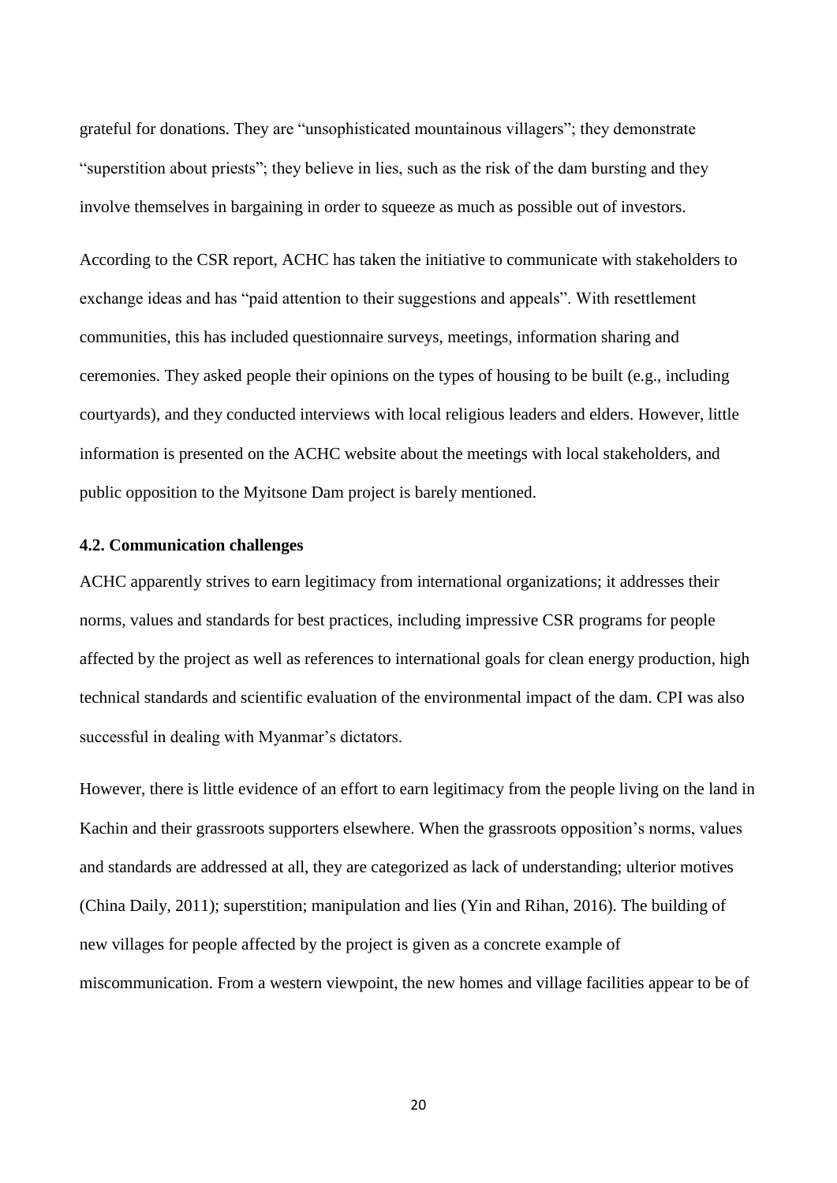grateful for donations. They are "unsophisticated mountainous villagers"; they demonstrate "superstition about priests"; they believe in lies, such as the risk of the dam bursting and they involve themselves in bargaining in order to squeeze as much as possible out of investors.

According to the CSR report, ACHC has taken the initiative to communicate with stakeholders to exchange ideas and has "paid attention to their suggestions and appeals". With resettlement communities, this has included questionnaire surveys, meetings, information sharing and ceremonies. They asked people their opinions on the types of housing to be built (e.g., including courtyards), and they conducted interviews with local religious leaders and elders. However, little information is presented on the ACHC website about the meetings with local stakeholders, and public opposition to the Myitsone Dam project is barely mentioned.

### 4.2. Communication challenges

ACHC apparently strives to earn legitimacy from international organizations; it addresses their norms, values and standards for best practices, including impressive CSR programs for people affected by the project as well as references to international goals for clean energy production, high technical standards and scientific evaluation of the environmental impact of the dam. CPI was also successful in dealing with Myanmar's dictators.

However, there is little evidence of an effort to earn legitimacy from the people living on the land in Kachin and their grassroots supporters elsewhere. When the grassroots opposition's norms, values and standards are addressed at all, they are categorized as lack of understanding; ulterior motives (China Daily, 2011); superstition; manipulation and lies (Yin and Rihan, 2016). The building of new villages for people affected by the project is given as a concrete example of miscommunication. From a western viewpoint, the new homes and village facilities appear to be of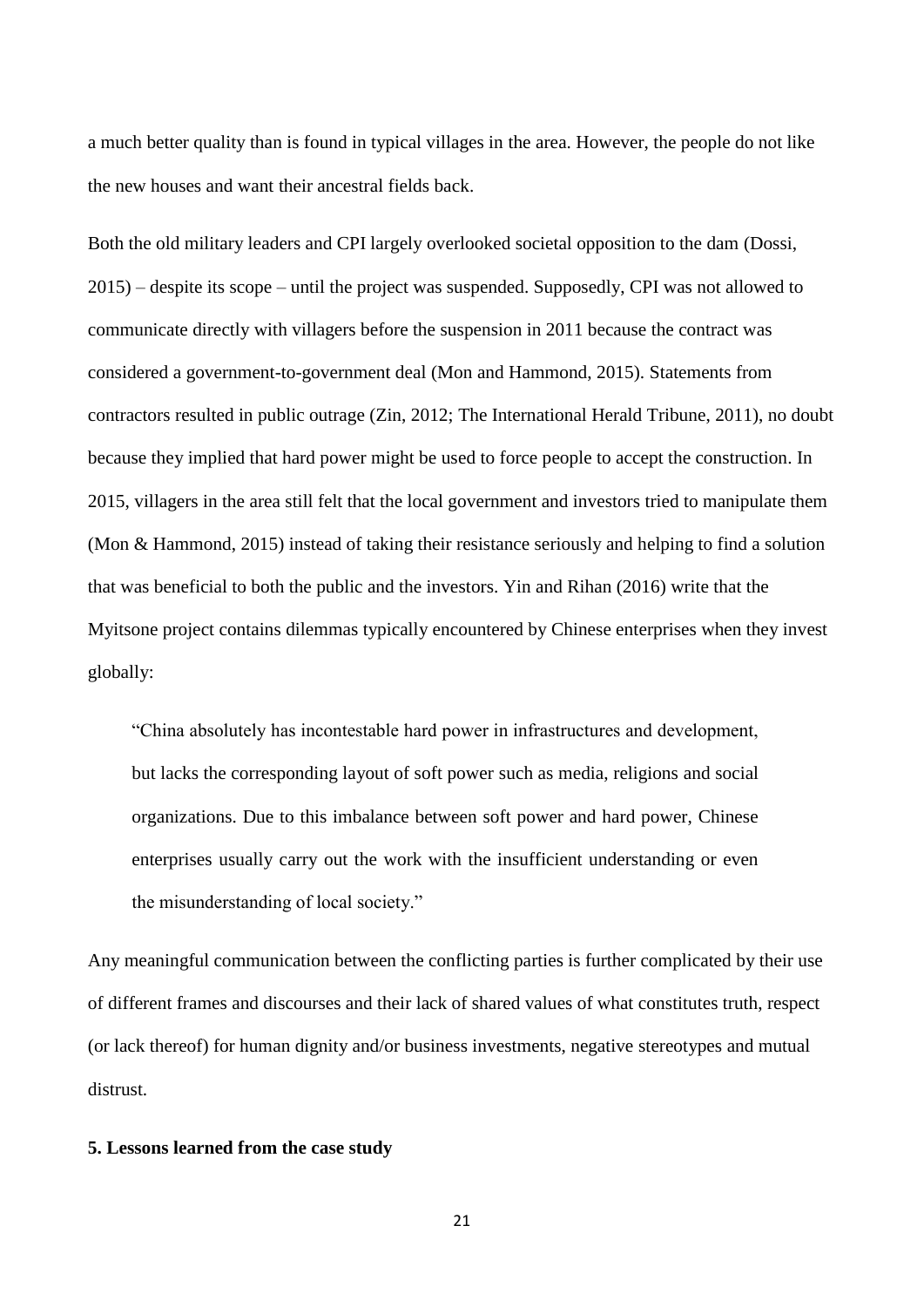a much better quality than is found in typical villages in the area. However, the people do not like the new houses and want their ancestral fields back.

Both the old military leaders and CPI largely overlooked societal opposition to the dam (Dossi, 2015) – despite its scope – until the project was suspended. Supposedly, CPI was not allowed to communicate directly with villagers before the suspension in 2011 because the contract was considered a government-to-government deal (Mon and Hammond, 2015). Statements from contractors resulted in public outrage (Zin, 2012; The International Herald Tribune, 2011), no doubt because they implied that hard power might be used to force people to accept the construction. In 2015, villagers in the area still felt that the local government and investors tried to manipulate them (Mon & Hammond, 2015) instead of taking their resistance seriously and helping to find a solution that was beneficial to both the public and the investors. Yin and Rihan (2016) write that the Myitsone project contains dilemmas typically encountered by Chinese enterprises when they invest globally:

> "China absolutely has incontestable hard power in infrastructures and development, but lacks the corresponding layout of soft power such as media, religions and social organizations. Due to this imbalance between soft power and hard power, Chinese enterprises usually carry out the work with the insufficient understanding or even the misunderstanding of local society."

Any meaningful communication between the conflicting parties is further complicated by their use of different frames and discourses and their lack of shared values of what constitutes truth, respect (or lack thereof) for human dignity and/or business investments, negative stereotypes and mutual distrust.

## 5. Lessons learned from the case study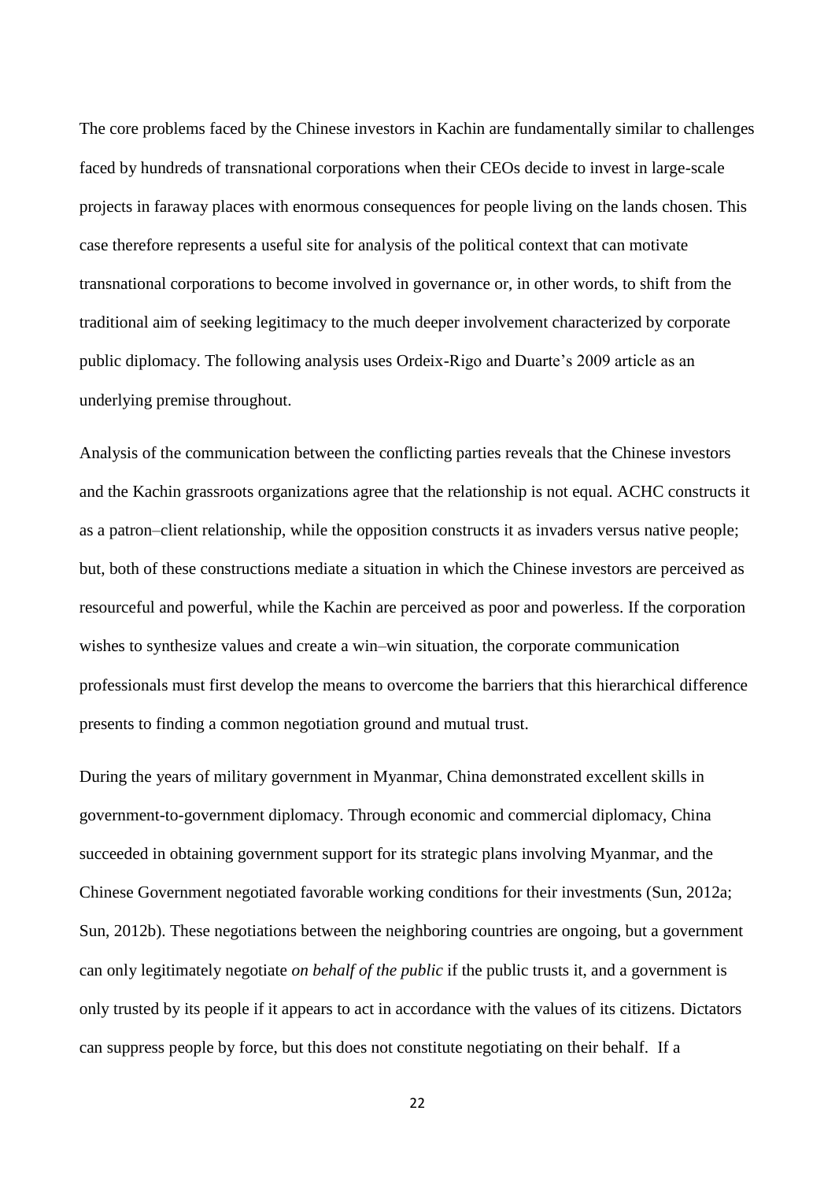The core problems faced by the Chinese investors in Kachin are fundamentally similar to challenges faced by hundreds of transnational corporations when their CEOs decide to invest in large-scale projects in faraway places with enormous consequences for people living on the lands chosen. This case therefore represents a useful site for analysis of the political context that can motivate transnational corporations to become involved in governance or, in other words, to shift from the traditional aim of seeking legitimacy to the much deeper involvement characterized by corporate public diplomacy. The following analysis uses Ordeix-Rigo and Duarte's 2009 article as an underlying premise throughout.

Analysis of the communication between the conflicting parties reveals that the Chinese investors and the Kachin grassroots organizations agree that the relationship is not equal. ACHC constructs it as a patron–client relationship, while the opposition constructs it as invaders versus native people; but, both of these constructions mediate a situation in which the Chinese investors are perceived as resourceful and powerful, while the Kachin are perceived as poor and powerless. If the corporation wishes to synthesize values and create a win–win situation, the corporate communication professionals must first develop the means to overcome the barriers that this hierarchical difference presents to finding a common negotiation ground and mutual trust.

During the years of military government in Myanmar, China demonstrated excellent skills in government-to-government diplomacy. Through economic and commercial diplomacy, China succeeded in obtaining government support for its strategic plans involving Myanmar, and the Chinese Government negotiated favorable working conditions for their investments (Sun, 2012a; Sun, 2012b). These negotiations between the neighboring countries are ongoing, but a government can only legitimately negotiate *on behalf of the public* if the public trusts it, and a government is only trusted by its people if it appears to act in accordance with the values of its citizens. Dictators can suppress people by force, but this does not constitute negotiating on their behalf. If a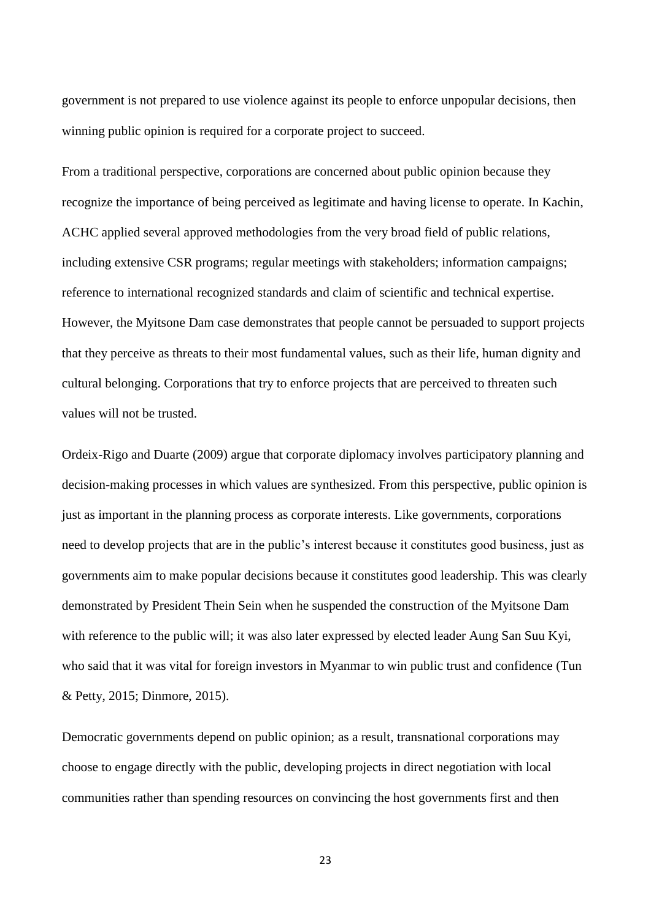government is not prepared to use violence against its people to enforce unpopular decisions, then winning public opinion is required for a corporate project to succeed.

From a traditional perspective, corporations are concerned about public opinion because they recognize the importance of being perceived as legitimate and having license to operate. In Kachin, ACHC applied several approved methodologies from the very broad field of public relations, including extensive CSR programs; regular meetings with stakeholders; information campaigns; reference to international recognized standards and claim of scientific and technical expertise. However, the Myitsone Dam case demonstrates that people cannot be persuaded to support projects that they perceive as threats to their most fundamental values, such as their life, human dignity and cultural belonging. Corporations that try to enforce projects that are perceived to threaten such values will not be trusted.

Ordeix-Rigo and Duarte (2009) argue that corporate diplomacy involves participatory planning and decision-making processes in which values are synthesized. From this perspective, public opinion is just as important in the planning process as corporate interests. Like governments, corporations need to develop projects that are in the public's interest because it constitutes good business, just as governments aim to make popular decisions because it constitutes good leadership. This was clearly demonstrated by President Thein Sein when he suspended the construction of the Myitsone Dam with reference to the public will; it was also later expressed by elected leader Aung San Suu Kyi, who said that it was vital for foreign investors in Myanmar to win public trust and confidence (Tun & Petty, 2015; Dinmore, 2015).

Democratic governments depend on public opinion; as a result, transnational corporations may choose to engage directly with the public, developing projects in direct negotiation with local communities rather than spending resources on convincing the host governments first and then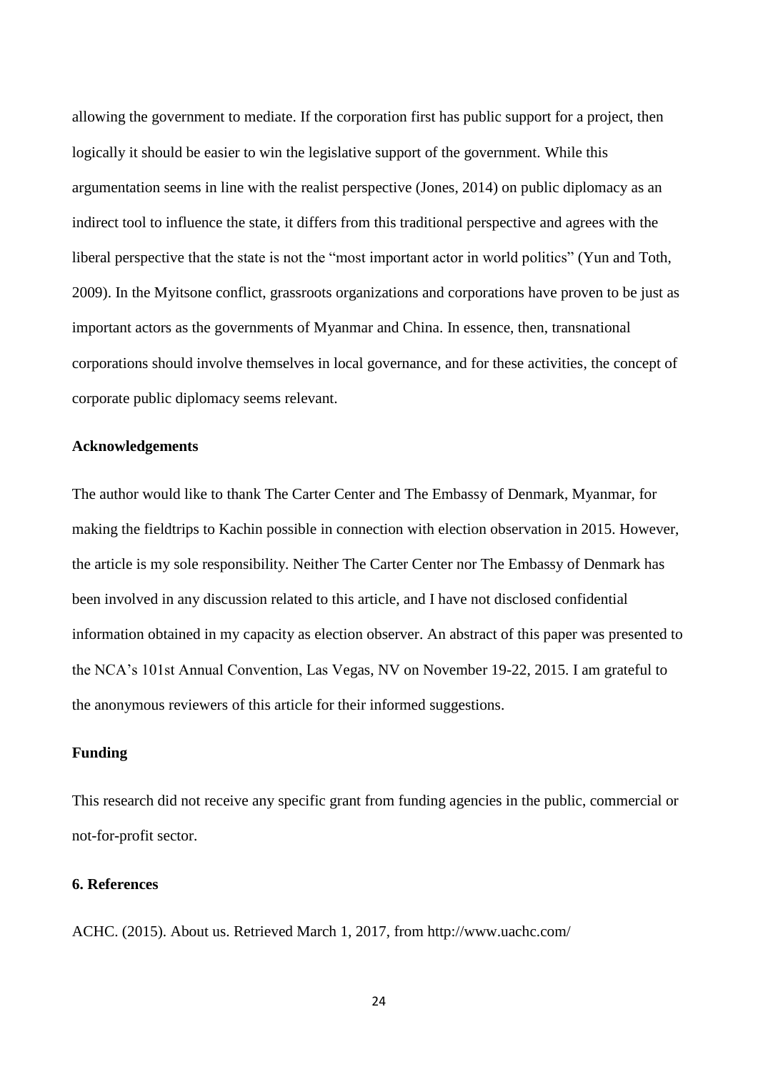allowing the government to mediate. If the corporation first has public support for a project, then logically it should be easier to win the legislative support of the government. While this argumentation seems in line with the realist perspective (Jones, 2014) on public diplomacy as an indirect tool to influence the state, it differs from this traditional perspective and agrees with the liberal perspective that the state is not the "most important actor in world politics" (Yun and Toth, 2009). In the Myitsone conflict, grassroots organizations and corporations have proven to be just as important actors as the governments of Myanmar and China. In essence, then, transnational corporations should involve themselves in local governance, and for these activities, the concept of corporate public diplomacy seems relevant.

**Acknowledgements**

The author would like to thank The Carter Center and The Embassy of Denmark, Myanmar, for making the fieldtrips to Kachin possible in connection with election observation in 2015. However, the article is my sole responsibility. Neither The Carter Center nor The Embassy of Denmark has been involved in any discussion related to this article, and I have not disclosed confidential information obtained in my capacity as election observer. An abstract of this paper was presented to the NCA's 101st Annual Convention, Las Vegas, NV on November 19-22, 2015. I am grateful to the anonymous reviewers of this article for their informed suggestions.

**Funding**

This research did not receive any specific grant from funding agencies in the public, commercial or not-for-profit sector.

## 6. References

ACHC. (2015). About us. Retrieved March 1, 2017, from http://www.uachc.com/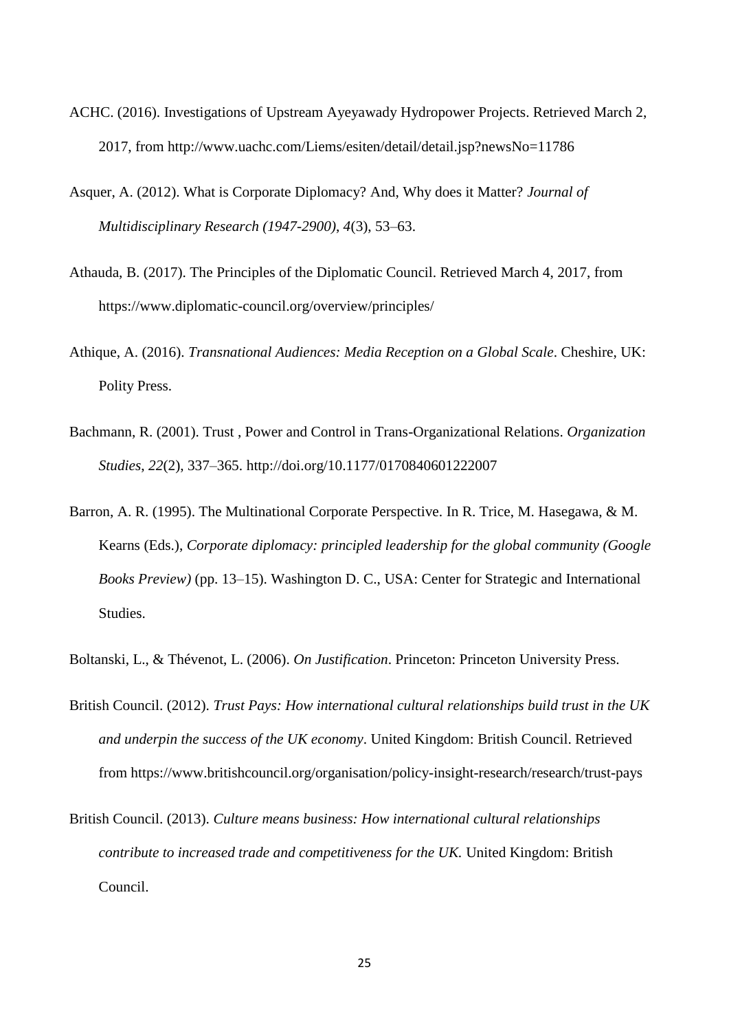ACHC. (2016). Investigations of Upstream Ayeyawady Hydropower Projects. Retrieved March 2, 2017, from http://www.uachc.com/Liems/esiten/detail/detail.jsp?newsNo=11786

Asquer, A. (2012). What is Corporate Diplomacy? And, Why does it Matter? *Journal of Multidisciplinary Research (1947-2900)*, *4*(3), 53–63.

Athauda, B. (2017). The Principles of the Diplomatic Council. Retrieved March 4, 2017, from https://www.diplomatic-council.org/overview/principles/

Athique, A. (2016). *Transnational Audiences: Media Reception on a Global Scale*. Cheshire, UK: Polity Press.

Bachmann, R. (2001). Trust , Power and Control in Trans-Organizational Relations. *Organization Studies*, *22*(2), 337–365. http://doi.org/10.1177/0170840601222007

Barron, A. R. (1995). The Multinational Corporate Perspective. In R. Trice, M. Hasegawa, & M. Kearns (Eds.), *Corporate diplomacy: principled leadership for the global community (Google Books Preview)* (pp. 13–15). Washington D. C., USA: Center for Strategic and International Studies.

Boltanski, L., & Thévenot, L. (2006). *On Justification*. Princeton: Princeton University Press.

British Council. (2012). *Trust Pays: How international cultural relationships build trust in the UK and underpin the success of the UK economy*. United Kingdom: British Council. Retrieved from https://www.britishcouncil.org/organisation/policy-insight-research/research/trust-pays

British Council. (2013). *Culture means business: How international cultural relationships contribute to increased trade and competitiveness for the UK*. United Kingdom: British Council.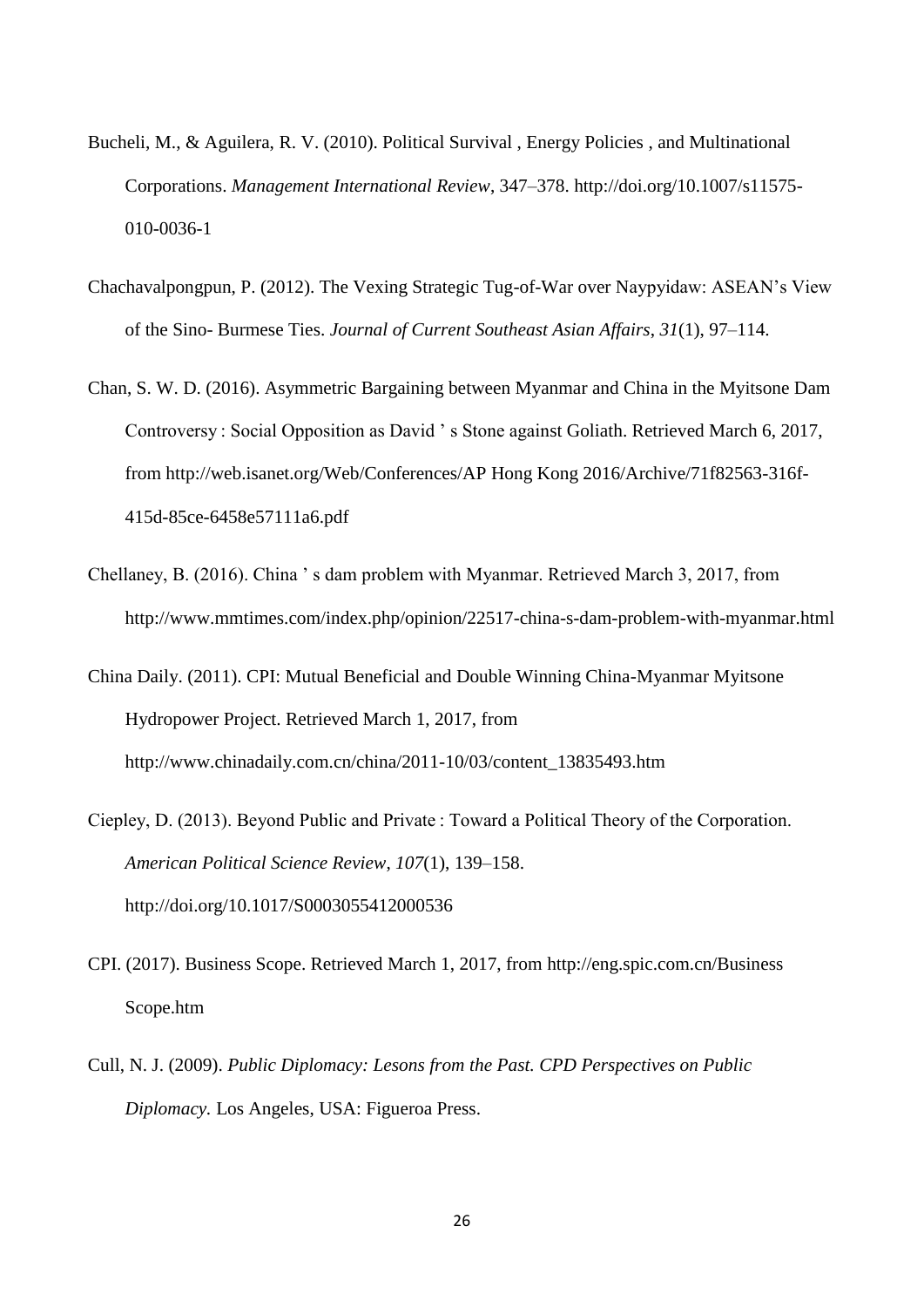Bucheli, M., & Aguilera, R. V. (2010). Political Survival , Energy Policies , and Multinational Corporations. *Management International Review*, 347–378. http://doi.org/10.1007/s11575-010-0036-1

Chachavalpongpun, P. (2012). The Vexing Strategic Tug-of-War over Naypyidaw: ASEAN's View of the Sino- Burmese Ties. *Journal of Current Southeast Asian Affairs*, *31*(1), 97–114.

Chan, S. W. D. (2016). Asymmetric Bargaining between Myanmar and China in the Myitsone Dam Controversy : Social Opposition as David ' s Stone against Goliath. Retrieved March 6, 2017, from http://web.isanet.org/Web/Conferences/AP Hong Kong 2016/Archive/71f82563-316f-415d-85ce-6458e57111a6.pdf

Chellaney, B. (2016). China ' s dam problem with Myanmar. Retrieved March 3, 2017, from http://www.mmtimes.com/index.php/opinion/22517-china-s-dam-problem-with-myanmar.html

China Daily. (2011). CPI: Mutual Beneficial and Double Winning China-Myanmar Myitsone Hydropower Project. Retrieved March 1, 2017, from http://www.chinadaily.com.cn/china/2011-10/03/content_13835493.htm

Ciepley, D. (2013). Beyond Public and Private : Toward a Political Theory of the Corporation. *American Political Science Review*, *107*(1), 139–158. http://doi.org/10.1017/S0003055412000536

CPI. (2017). Business Scope. Retrieved March 1, 2017, from http://eng.spic.com.cn/Business Scope.htm

Cull, N. J. (2009). *Public Diplomacy: Lesons from the Past. CPD Perspectives on Public Diplomacy.* Los Angeles, USA: Figueroa Press.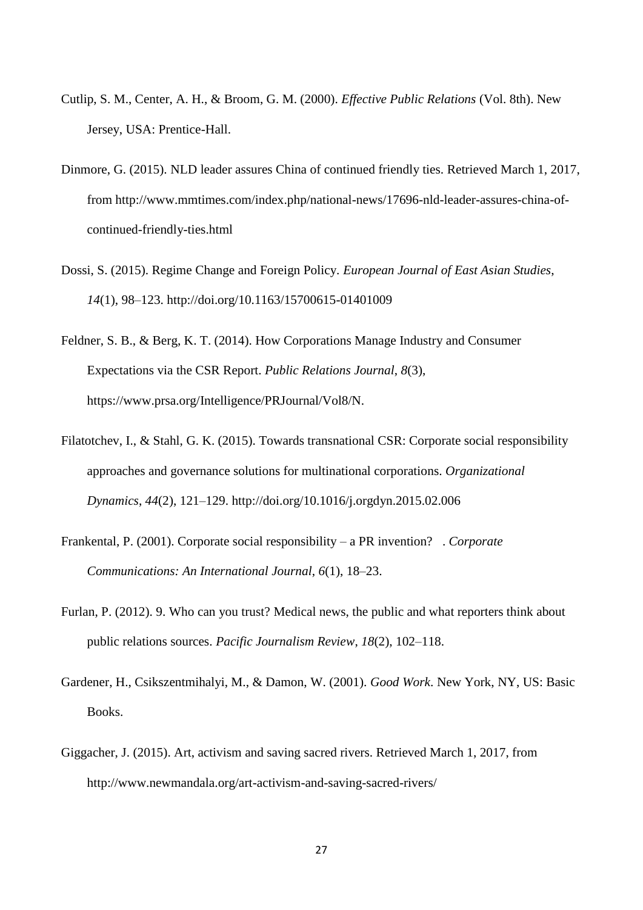Cutlip, S. M., Center, A. H., & Broom, G. M. (2000). *Effective Public Relations* (Vol. 8th). New Jersey, USA: Prentice-Hall.

Dinmore, G. (2015). NLD leader assures China of continued friendly ties. Retrieved March 1, 2017, from http://www.mmtimes.com/index.php/national-news/17696-nld-leader-assures-china-of-continued-friendly-ties.html

Dossi, S. (2015). Regime Change and Foreign Policy. *European Journal of East Asian Studies*, *14*(1), 98–123. http://doi.org/10.1163/15700615-01401009

Feldner, S. B., & Berg, K. T. (2014). How Corporations Manage Industry and Consumer Expectations via the CSR Report. *Public Relations Journal*, *8*(3), https://www.prsa.org/Intelligence/PRJournal/Vol8/N.

Filatotchev, I., & Stahl, G. K. (2015). Towards transnational CSR: Corporate social responsibility approaches and governance solutions for multinational corporations. *Organizational Dynamics*, *44*(2), 121–129. http://doi.org/10.1016/j.orgdyn.2015.02.006

Frankental, P. (2001). Corporate social responsibility – a PR invention? . *Corporate Communications: An International Journal*, *6*(1), 18–23.

Furlan, P. (2012). 9. Who can you trust? Medical news, the public and what reporters think about public relations sources. *Pacific Journalism Review*, *18*(2), 102–118.

Gardener, H., Csikszentmihalyi, M., & Damon, W. (2001). *Good Work*. New York, NY, US: Basic Books.

Giggacher, J. (2015). Art, activism and saving sacred rivers. Retrieved March 1, 2017, from http://www.newmandala.org/art-activism-and-saving-sacred-rivers/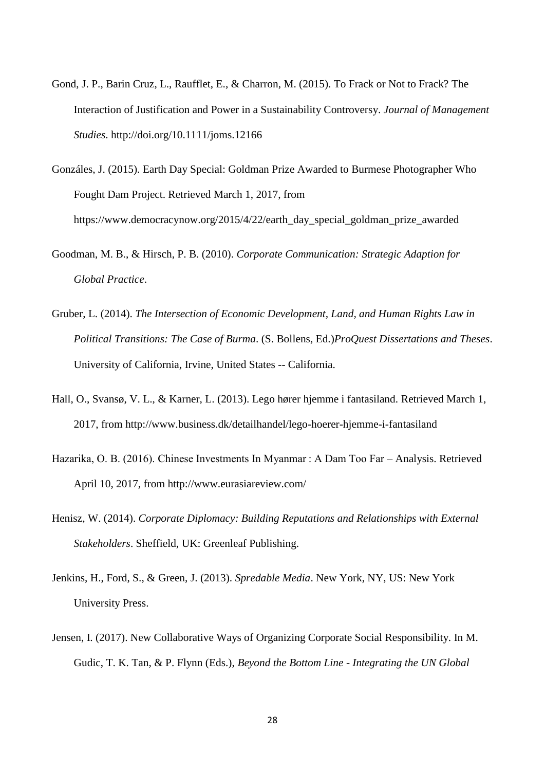Gond, J. P., Barin Cruz, L., Raufflet, E., & Charron, M. (2015). To Frack or Not to Frack? The Interaction of Justification and Power in a Sustainability Controversy. *Journal of Management Studies*. http://doi.org/10.1111/joms.12166

Gonzáles, J. (2015). Earth Day Special: Goldman Prize Awarded to Burmese Photographer Who Fought Dam Project. Retrieved March 1, 2017, from https://www.democracynow.org/2015/4/22/earth_day_special_goldman_prize_awarded

Goodman, M. B., & Hirsch, P. B. (2010). *Corporate Communication: Strategic Adaption for Global Practice*.

Gruber, L. (2014). *The Intersection of Economic Development, Land, and Human Rights Law in Political Transitions: The Case of Burma*. (S. Bollens, Ed.)*ProQuest Dissertations and Theses*. University of California, Irvine, United States -- California.

Hall, O., Svansø, V. L., & Karner, L. (2013). Lego hører hjemme i fantasiland. Retrieved March 1, 2017, from http://www.business.dk/detailhandel/lego-hoerer-hjemme-i-fantasiland

Hazarika, O. B. (2016). Chinese Investments In Myanmar : A Dam Too Far – Analysis. Retrieved April 10, 2017, from http://www.eurasiareview.com/

Henisz, W. (2014). *Corporate Diplomacy: Building Reputations and Relationships with External Stakeholders*. Sheffield, UK: Greenleaf Publishing.

Jenkins, H., Ford, S., & Green, J. (2013). *Spredable Media*. New York, NY, US: New York University Press.

Jensen, I. (2017). New Collaborative Ways of Organizing Corporate Social Responsibility. In M. Gudic, T. K. Tan, & P. Flynn (Eds.), *Beyond the Bottom Line - Integrating the UN Global*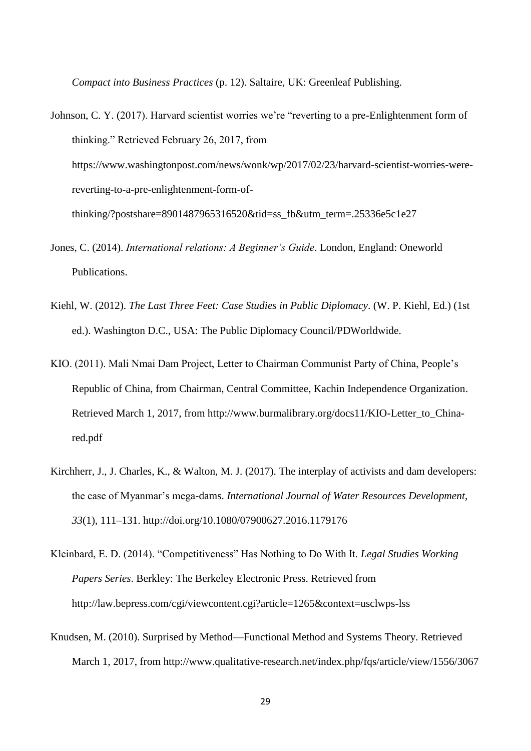*Compact into Business Practices* (p. 12). Saltaire, UK: Greenleaf Publishing.

Johnson, C. Y. (2017). Harvard scientist worries we're "reverting to a pre-Enlightenment form of thinking." Retrieved February 26, 2017, from https://www.washingtonpost.com/news/wonk/wp/2017/02/23/harvard-scientist-worries-were-reverting-to-a-pre-enlightenment-form-of-thinking/?postshare=8901487965316520&tid=ss_fb&utm_term=.25336e5c1e27

Jones, C. (2014). *International relations: A Beginner's Guide*. London, England: Oneworld Publications.

Kiehl, W. (2012). *The Last Three Feet: Case Studies in Public Diplomacy*. (W. P. Kiehl, Ed.) (1st ed.). Washington D.C., USA: The Public Diplomacy Council/PDWorldwide.

KIO. (2011). Mali Nmai Dam Project, Letter to Chairman Communist Party of China, People's Republic of China, from Chairman, Central Committee, Kachin Independence Organization. Retrieved March 1, 2017, from http://www.burmalibrary.org/docs11/KIO-Letter_to_China-red.pdf

Kirchherr, J., J. Charles, K., & Walton, M. J. (2017). The interplay of activists and dam developers: the case of Myanmar's mega-dams. *International Journal of Water Resources Development*, *33*(1), 111–131. http://doi.org/10.1080/07900627.2016.1179176

Kleinbard, E. D. (2014). "Competitiveness" Has Nothing to Do With It. *Legal Studies Working Papers Series*. Berkley: The Berkeley Electronic Press. Retrieved from http://law.bepress.com/cgi/viewcontent.cgi?article=1265&context=usclwps-lss

Knudsen, M. (2010). Surprised by Method—Functional Method and Systems Theory. Retrieved March 1, 2017, from http://www.qualitative-research.net/index.php/fqs/article/view/1556/3067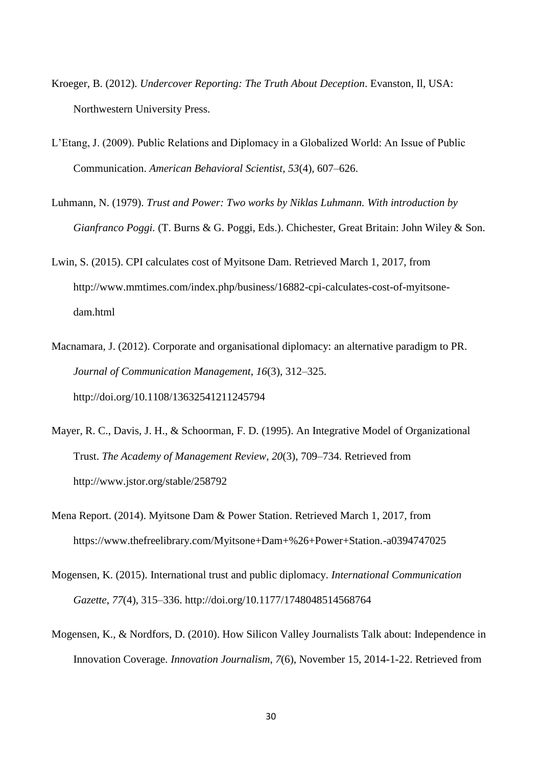Kroeger, B. (2012). *Undercover Reporting: The Truth About Deception*. Evanston, Il, USA: Northwestern University Press.

L'Etang, J. (2009). Public Relations and Diplomacy in a Globalized World: An Issue of Public Communication. *American Behavioral Scientist*, *53*(4), 607–626.

Luhmann, N. (1979). *Trust and Power: Two works by Niklas Luhmann. With introduction by Gianfranco Poggi.* (T. Burns & G. Poggi, Eds.). Chichester, Great Britain: John Wiley & Son.

Lwin, S. (2015). CPI calculates cost of Myitsone Dam. Retrieved March 1, 2017, from http://www.mmtimes.com/index.php/business/16882-cpi-calculates-cost-of-myitsone-dam.html

Macnamara, J. (2012). Corporate and organisational diplomacy: an alternative paradigm to PR. *Journal of Communication Management*, *16*(3), 312–325. http://doi.org/10.1108/13632541211245794

Mayer, R. C., Davis, J. H., & Schoorman, F. D. (1995). An Integrative Model of Organizational Trust. *The Academy of Management Review*, *20*(3), 709–734. Retrieved from http://www.jstor.org/stable/258792

Mena Report. (2014). Myitsone Dam & Power Station. Retrieved March 1, 2017, from https://www.thefreelibrary.com/Myitsone+Dam+%26+Power+Station.-a0394747025

Mogensen, K. (2015). International trust and public diplomacy. *International Communication Gazette*, *77*(4), 315–336. http://doi.org/10.1177/1748048514568764

Mogensen, K., & Nordfors, D. (2010). How Silicon Valley Journalists Talk about: Independence in Innovation Coverage. *Innovation Journalism*, *7*(6), November 15, 2014-1-22. Retrieved from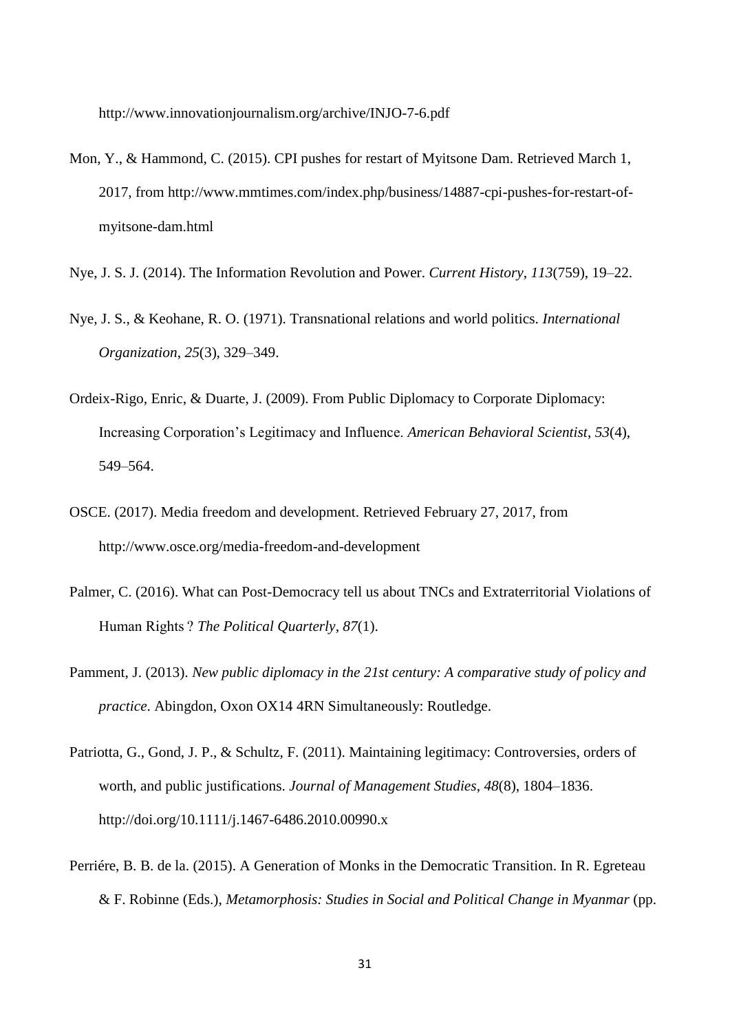http://www.innovationjournalism.org/archive/INJO-7-6.pdf

Mon, Y., & Hammond, C. (2015). CPI pushes for restart of Myitsone Dam. Retrieved March 1, 2017, from http://www.mmtimes.com/index.php/business/14887-cpi-pushes-for-restart-of-myitsone-dam.html

Nye, J. S. J. (2014). The Information Revolution and Power. *Current History*, *113*(759), 19–22.

Nye, J. S., & Keohane, R. O. (1971). Transnational relations and world politics. *International Organization*, *25*(3), 329–349.

Ordeix-Rigo, Enric, & Duarte, J. (2009). From Public Diplomacy to Corporate Diplomacy: Increasing Corporation's Legitimacy and Influence. *American Behavioral Scientist*, *53*(4), 549–564.

OSCE. (2017). Media freedom and development. Retrieved February 27, 2017, from http://www.osce.org/media-freedom-and-development

Palmer, C. (2016). What can Post-Democracy tell us about TNCs and Extraterritorial Violations of Human Rights ? *The Political Quarterly*, *87*(1).

Pamment, J. (2013). *New public diplomacy in the 21st century: A comparative study of policy and practice*. Abingdon, Oxon OX14 4RN Simultaneously: Routledge.

Patriotta, G., Gond, J. P., & Schultz, F. (2011). Maintaining legitimacy: Controversies, orders of worth, and public justifications. *Journal of Management Studies*, *48*(8), 1804–1836. http://doi.org/10.1111/j.1467-6486.2010.00990.x

Perriére, B. B. de la. (2015). A Generation of Monks in the Democratic Transition. In R. Egreteau & F. Robinne (Eds.), *Metamorphosis: Studies in Social and Political Change in Myanmar* (pp.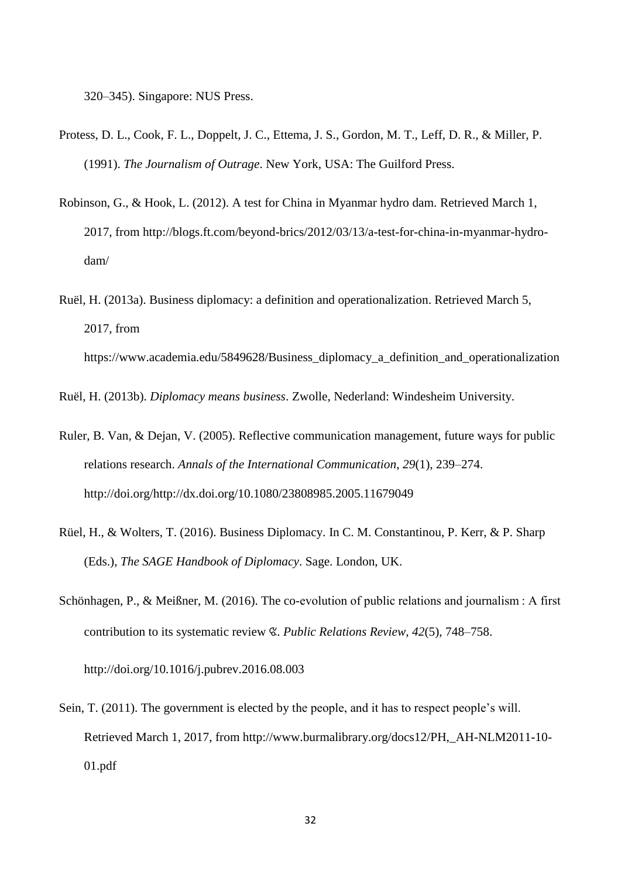320–345). Singapore: NUS Press.

Protess, D. L., Cook, F. L., Doppelt, J. C., Ettema, J. S., Gordon, M. T., Leff, D. R., & Miller, P. (1991). *The Journalism of Outrage*. New York, USA: The Guilford Press.

Robinson, G., & Hook, L. (2012). A test for China in Myanmar hydro dam. Retrieved March 1, 2017, from http://blogs.ft.com/beyond-brics/2012/03/13/a-test-for-china-in-myanmar-hydro-dam/

Ruël, H. (2013a). Business diplomacy: a definition and operationalization. Retrieved March 5, 2017, from https://www.academia.edu/5849628/Business_diplomacy_a_definition_and_operationalization

Ruël, H. (2013b). *Diplomacy means business*. Zwolle, Nederland: Windesheim University.

Ruler, B. Van, & Dejan, V. (2005). Reflective communication management, future ways for public relations research. *Annals of the International Communication*, *29*(1), 239–274. http://doi.org/http://dx.doi.org/10.1080/23808985.2005.11679049

Rüel, H., & Wolters, T. (2016). Business Diplomacy. In C. M. Constantinou, P. Kerr, & P. Sharp (Eds.), *The SAGE Handbook of Diplomacy*. Sage. London, UK.

Schönhagen, P., & Meißner, M. (2016). The co-evolution of public relations and journalism : A first contribution to its systematic review ☆. *Public Relations Review*, *42*(5), 748–758. http://doi.org/10.1016/j.pubrev.2016.08.003

Sein, T. (2011). The government is elected by the people, and it has to respect people's will. Retrieved March 1, 2017, from http://www.burmalibrary.org/docs12/PH,_AH-NLM2011-10-01.pdf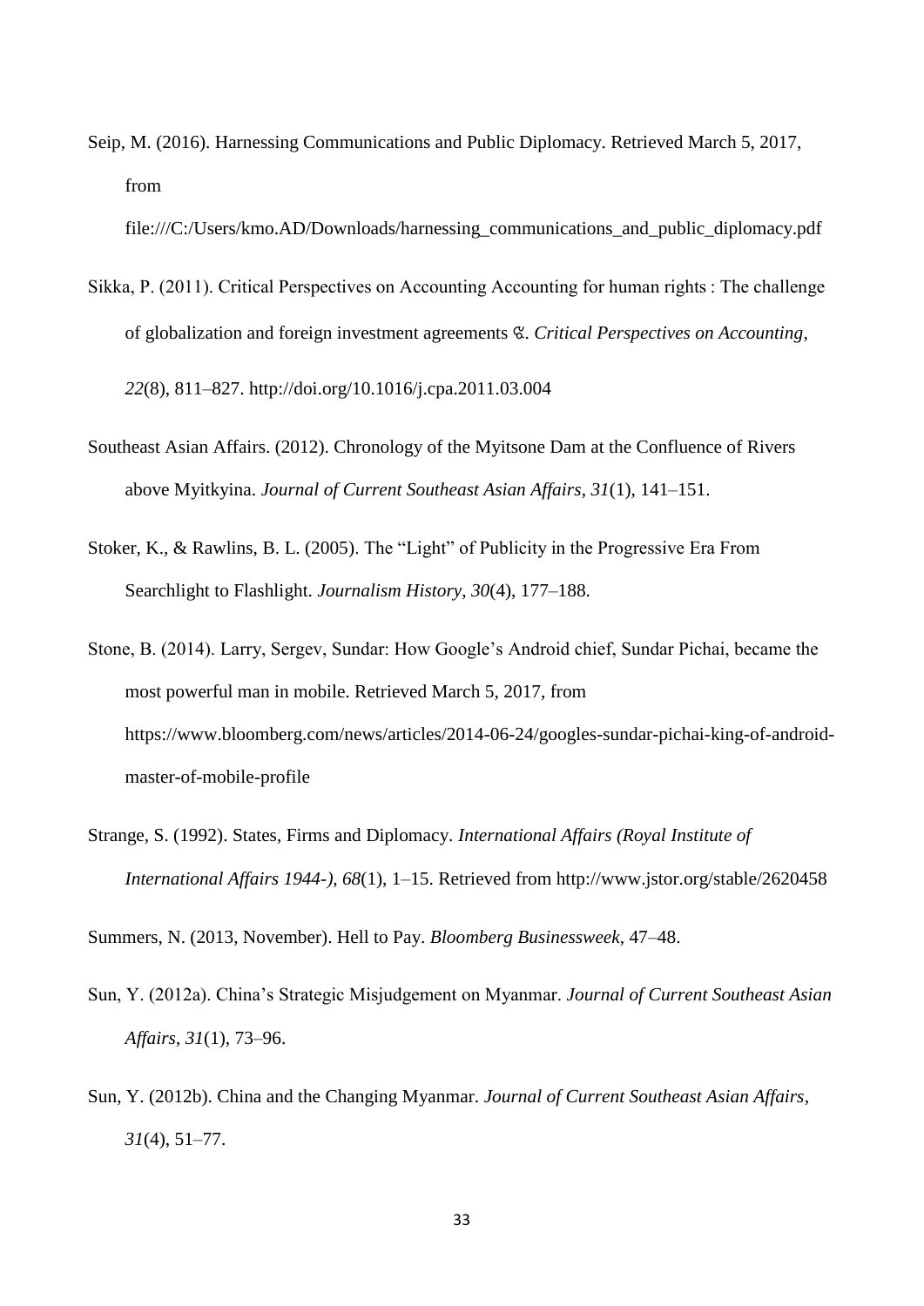Seip, M. (2016). Harnessing Communications and Public Diplomacy. Retrieved March 5, 2017, from file:///C:/Users/kmo.AD/Downloads/harnessing_communications_and_public_diplomacy.pdf

Sikka, P. (2011). Critical Perspectives on Accounting Accounting for human rights : The challenge of globalization and foreign investment agreements ☆. *Critical Perspectives on Accounting*, *22*(8), 811–827. http://doi.org/10.1016/j.cpa.2011.03.004

Southeast Asian Affairs. (2012). Chronology of the Myitsone Dam at the Confluence of Rivers above Myitkyina. *Journal of Current Southeast Asian Affairs*, *31*(1), 141–151.

Stoker, K., & Rawlins, B. L. (2005). The "Light" of Publicity in the Progressive Era From Searchlight to Flashlight. *Journalism History*, *30*(4), 177–188.

Stone, B. (2014). Larry, Sergev, Sundar: How Google's Android chief, Sundar Pichai, became the most powerful man in mobile. Retrieved March 5, 2017, from https://www.bloomberg.com/news/articles/2014-06-24/googles-sundar-pichai-king-of-android-master-of-mobile-profile

Strange, S. (1992). States, Firms and Diplomacy. *International Affairs (Royal Institute of International Affairs 1944-)*, *68*(1), 1–15. Retrieved from http://www.jstor.org/stable/2620458

Summers, N. (2013, November). Hell to Pay. *Bloomberg Businessweek*, 47–48.

Sun, Y. (2012a). China's Strategic Misjudgement on Myanmar. *Journal of Current Southeast Asian Affairs*, *31*(1), 73–96.

Sun, Y. (2012b). China and the Changing Myanmar. *Journal of Current Southeast Asian Affairs*, *31*(4), 51–77.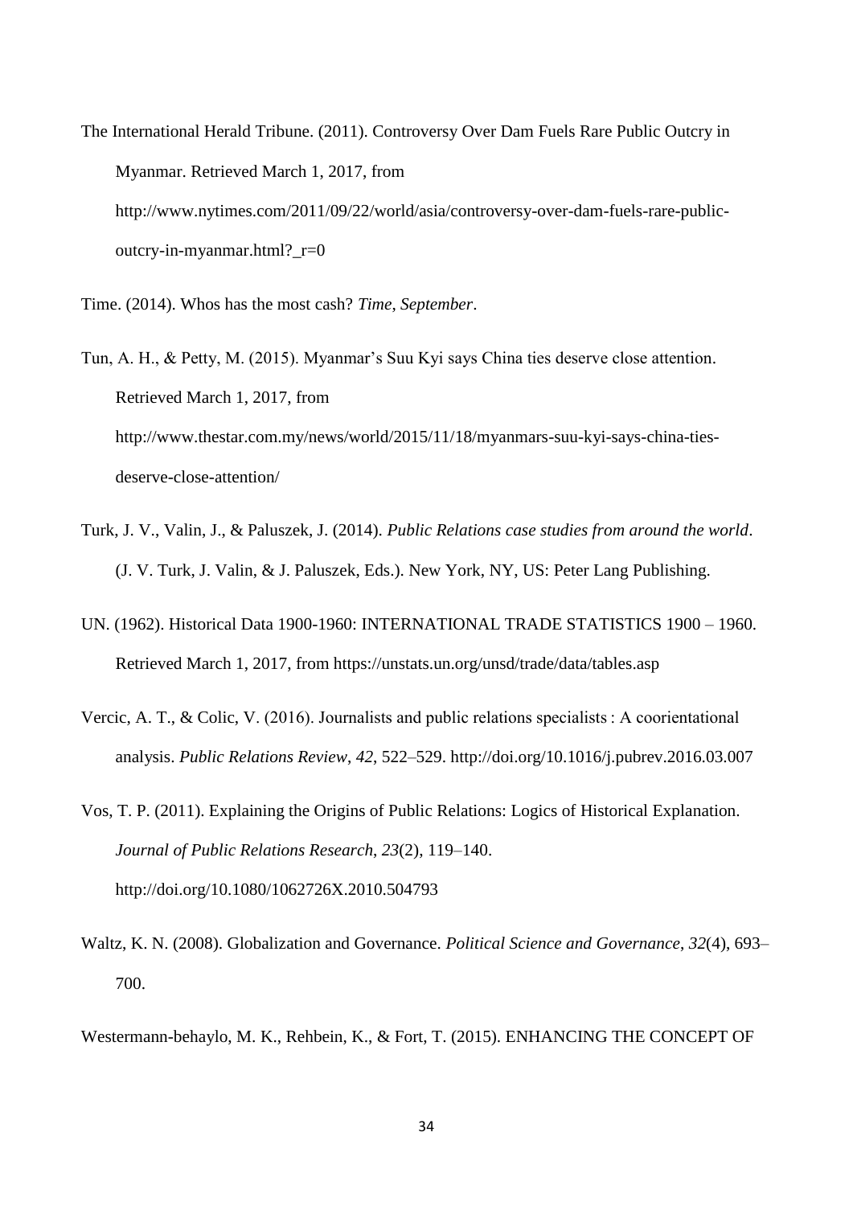The International Herald Tribune. (2011). Controversy Over Dam Fuels Rare Public Outcry in Myanmar. Retrieved March 1, 2017, from http://www.nytimes.com/2011/09/22/world/asia/controversy-over-dam-fuels-rare-public-outcry-in-myanmar.html?_r=0

Time. (2014). Whos has the most cash? *Time*, *September*.

Tun, A. H., & Petty, M. (2015). Myanmar's Suu Kyi says China ties deserve close attention. Retrieved March 1, 2017, from http://www.thestar.com.my/news/world/2015/11/18/myanmars-suu-kyi-says-china-ties-deserve-close-attention/

Turk, J. V., Valin, J., & Paluszek, J. (2014). *Public Relations case studies from around the world*. (J. V. Turk, J. Valin, & J. Paluszek, Eds.). New York, NY, US: Peter Lang Publishing.

UN. (1962). Historical Data 1900-1960: INTERNATIONAL TRADE STATISTICS 1900 – 1960. Retrieved March 1, 2017, from https://unstats.un.org/unsd/trade/data/tables.asp

Vercic, A. T., & Colic, V. (2016). Journalists and public relations specialists : A coorientational analysis. *Public Relations Review*, *42*, 522–529. http://doi.org/10.1016/j.pubrev.2016.03.007

Vos, T. P. (2011). Explaining the Origins of Public Relations: Logics of Historical Explanation. *Journal of Public Relations Research*, *23*(2), 119–140. http://doi.org/10.1080/1062726X.2010.504793

Waltz, K. N. (2008). Globalization and Governance. *Political Science and Governance*, *32*(4), 693–700.

Westermann-behaylo, M. K., Rehbein, K., & Fort, T. (2015). ENHANCING THE CONCEPT OF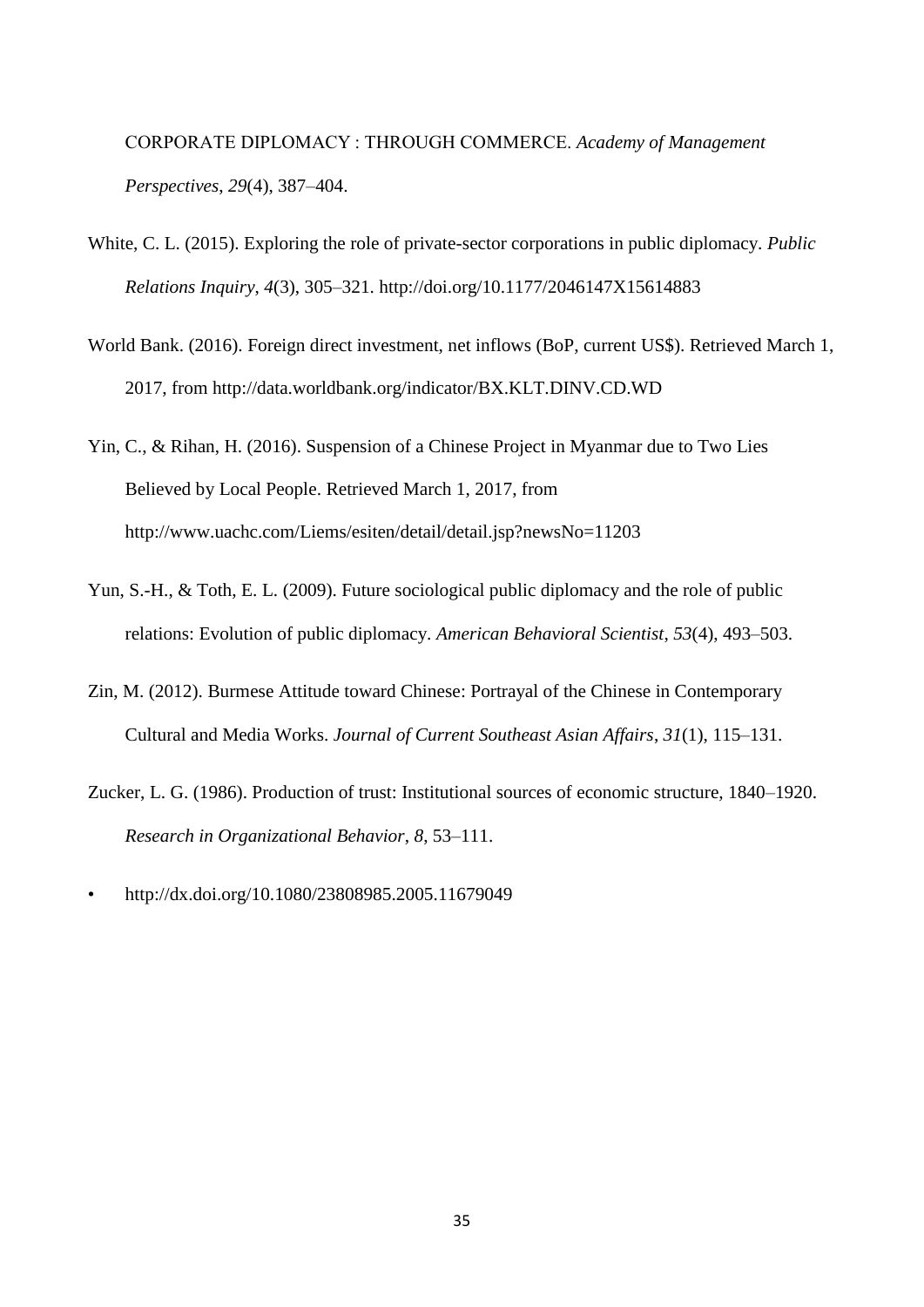CORPORATE DIPLOMACY : THROUGH COMMERCE. *Academy of Management Perspectives*, *29*(4), 387–404.

White, C. L. (2015). Exploring the role of private-sector corporations in public diplomacy. *Public Relations Inquiry*, *4*(3), 305–321. http://doi.org/10.1177/2046147X15614883

World Bank. (2016). Foreign direct investment, net inflows (BoP, current US$). Retrieved March 1, 2017, from http://data.worldbank.org/indicator/BX.KLT.DINV.CD.WD

Yin, C., & Rihan, H. (2016). Suspension of a Chinese Project in Myanmar due to Two Lies Believed by Local People. Retrieved March 1, 2017, from http://www.uachc.com/Liems/esiten/detail/detail.jsp?newsNo=11203

Yun, S.-H., & Toth, E. L. (2009). Future sociological public diplomacy and the role of public relations: Evolution of public diplomacy. *American Behavioral Scientist*, *53*(4), 493–503.

Zin, M. (2012). Burmese Attitude toward Chinese: Portrayal of the Chinese in Contemporary Cultural and Media Works. *Journal of Current Southeast Asian Affairs*, *31*(1), 115–131.

Zucker, L. G. (1986). Production of trust: Institutional sources of economic structure, 1840–1920. *Research in Organizational Behavior*, *8*, 53–111.

- http://dx.doi.org/10.1080/23808985.2005.11679049